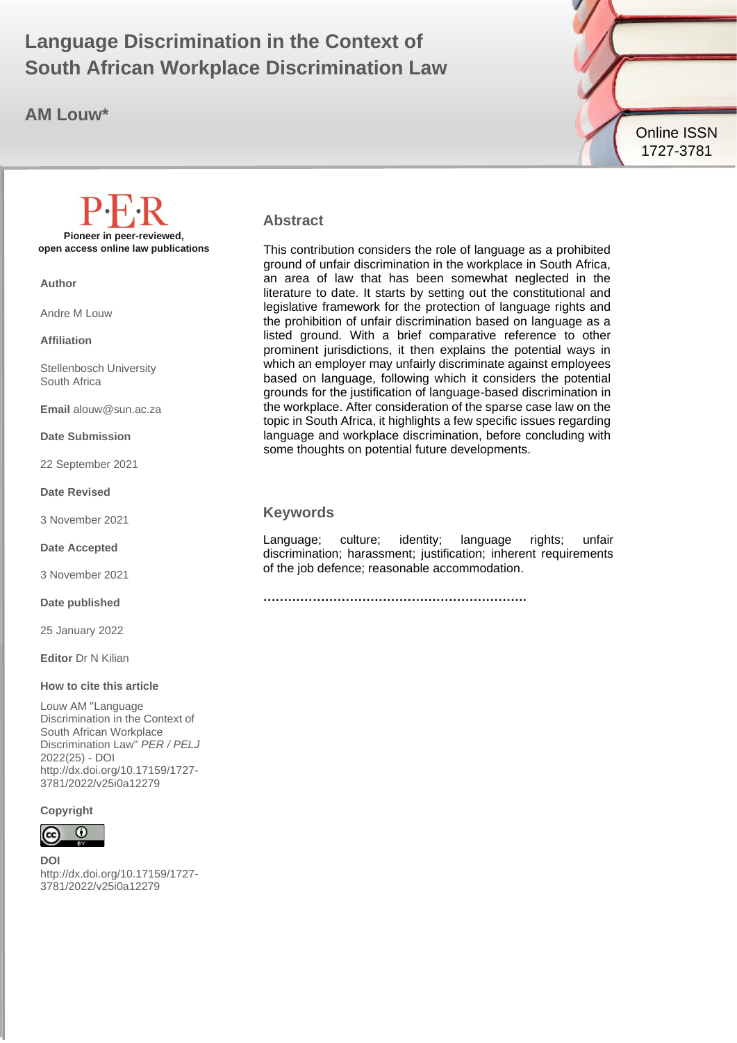# Language Discrimination in the Context of South African Workplace Discrimination Law

**AM Louw***

Online ISSN 1727-3781

**P·E·R**

**Pioneer in peer-reviewed, open access online law publications**

**Author**

Andre M Louw

**Affiliation**

Stellenbosch University
South Africa

**Email** alouw@sun.ac.za

**Date Submission**

22 September 2021

**Date Revised**

3 November 2021

**Date Accepted**

3 November 2021

**Date published**

25 January 2022

**Editor** Dr N Kilian

**How to cite this article**

Louw AM "Language Discrimination in the Context of South African Workplace Discrimination Law" *PER / PELJ* 2022(25) - DOI http://dx.doi.org/10.17159/1727-3781/2022/v25i0a12279

**Copyright**

**DOI**
http://dx.doi.org/10.17159/1727-3781/2022/v25i0a12279

## Abstract

This contribution considers the role of language as a prohibited ground of unfair discrimination in the workplace in South Africa, an area of law that has been somewhat neglected in the literature to date. It starts by setting out the constitutional and legislative framework for the protection of language rights and the prohibition of unfair discrimination based on language as a listed ground. With a brief comparative reference to other prominent jurisdictions, it then explains the potential ways in which an employer may unfairly discriminate against employees based on language, following which it considers the potential grounds for the justification of language-based discrimination in the workplace. After consideration of the sparse case law on the topic in South Africa, it highlights a few specific issues regarding language and workplace discrimination, before concluding with some thoughts on potential future developments.

## Keywords

Language; culture; identity; language rights; unfair discrimination; harassment; justification; inherent requirements of the job defence; reasonable accommodation.

……………………………………………………….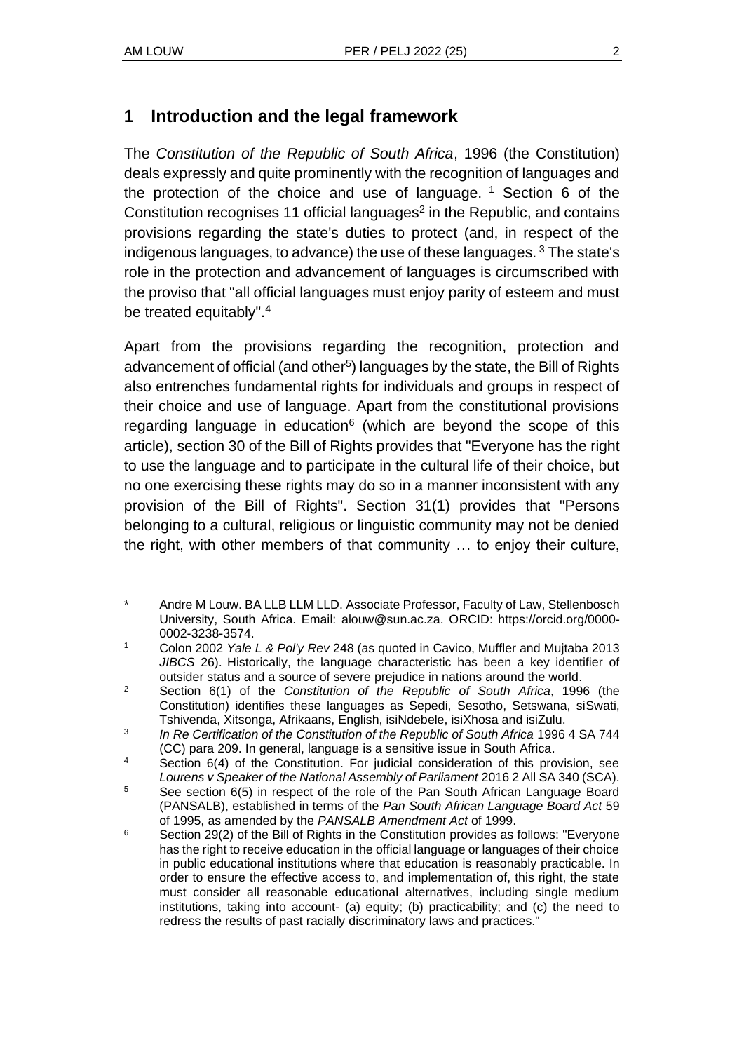## 1 Introduction and the legal framework

The *Constitution of the Republic of South Africa*, 1996 (the Constitution) deals expressly and quite prominently with the recognition of languages and the protection of the choice and use of language. [1] Section 6 of the Constitution recognises 11 official languages[2] in the Republic, and contains provisions regarding the state's duties to protect (and, in respect of the indigenous languages, to advance) the use of these languages. [3] The state's role in the protection and advancement of languages is circumscribed with the proviso that "all official languages must enjoy parity of esteem and must be treated equitably".[4]

Apart from the provisions regarding the recognition, protection and advancement of official (and other[5]) languages by the state, the Bill of Rights also entrenches fundamental rights for individuals and groups in respect of their choice and use of language. Apart from the constitutional provisions regarding language in education[6] (which are beyond the scope of this article), section 30 of the Bill of Rights provides that "Everyone has the right to use the language and to participate in the cultural life of their choice, but no one exercising these rights may do so in a manner inconsistent with any provision of the Bill of Rights". Section 31(1) provides that "Persons belonging to a cultural, religious or linguistic community may not be denied the right, with other members of that community … to enjoy their culture,

---

\* Andre M Louw. BA LLB LLM LLD. Associate Professor, Faculty of Law, Stellenbosch University, South Africa. Email: alouw@sun.ac.za. ORCID: https://orcid.org/0000-0002-3238-3574.

[1] Colon 2002 *Yale L & Pol'y Rev* 248 (as quoted in Cavico, Muffler and Mujtaba 2013 *JIBCS* 26). Historically, the language characteristic has been a key identifier of outsider status and a source of severe prejudice in nations around the world.

[2] Section 6(1) of the *Constitution of the Republic of South Africa*, 1996 (the Constitution) identifies these languages as Sepedi, Sesotho, Setswana, siSwati, Tshivenda, Xitsonga, Afrikaans, English, isiNdebele, isiXhosa and isiZulu.

[3] *In Re Certification of the Constitution of the Republic of South Africa* 1996 4 SA 744 (CC) para 209. In general, language is a sensitive issue in South Africa.

[4] Section 6(4) of the Constitution. For judicial consideration of this provision, see *Lourens v Speaker of the National Assembly of Parliament* 2016 2 All SA 340 (SCA).

[5] See section 6(5) in respect of the role of the Pan South African Language Board (PANSALB), established in terms of the *Pan South African Language Board Act* 59 of 1995, as amended by the *PANSALB Amendment Act* of 1999.

[6] Section 29(2) of the Bill of Rights in the Constitution provides as follows: "Everyone has the right to receive education in the official language or languages of their choice in public educational institutions where that education is reasonably practicable. In order to ensure the effective access to, and implementation of, this right, the state must consider all reasonable educational alternatives, including single medium institutions, taking into account- (a) equity; (b) practicability; and (c) the need to redress the results of past racially discriminatory laws and practices."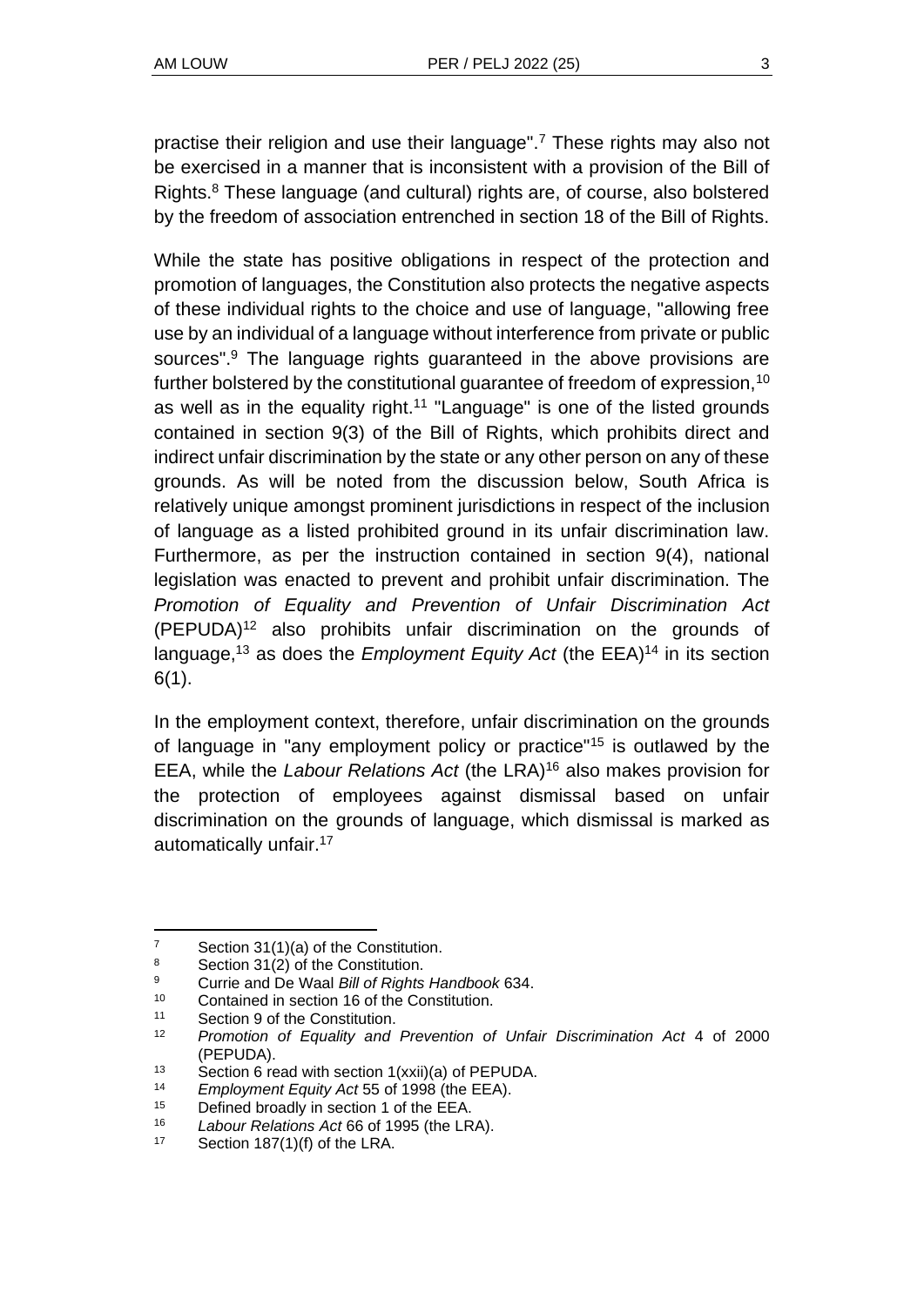practise their religion and use their language".[7] These rights may also not be exercised in a manner that is inconsistent with a provision of the Bill of Rights.[8] These language (and cultural) rights are, of course, also bolstered by the freedom of association entrenched in section 18 of the Bill of Rights.

While the state has positive obligations in respect of the protection and promotion of languages, the Constitution also protects the negative aspects of these individual rights to the choice and use of language, "allowing free use by an individual of a language without interference from private or public sources".[9] The language rights guaranteed in the above provisions are further bolstered by the constitutional guarantee of freedom of expression,[10] as well as in the equality right.[11] "Language" is one of the listed grounds contained in section 9(3) of the Bill of Rights, which prohibits direct and indirect unfair discrimination by the state or any other person on any of these grounds. As will be noted from the discussion below, South Africa is relatively unique amongst prominent jurisdictions in respect of the inclusion of language as a listed prohibited ground in its unfair discrimination law. Furthermore, as per the instruction contained in section 9(4), national legislation was enacted to prevent and prohibit unfair discrimination. The *Promotion of Equality and Prevention of Unfair Discrimination Act* (PEPUDA)[12] also prohibits unfair discrimination on the grounds of language,[13] as does the *Employment Equity Act* (the EEA)[14] in its section 6(1).

In the employment context, therefore, unfair discrimination on the grounds of language in "any employment policy or practice"[15] is outlawed by the EEA, while the *Labour Relations Act* (the LRA)[16] also makes provision for the protection of employees against dismissal based on unfair discrimination on the grounds of language, which dismissal is marked as automatically unfair.[17]

---

[7] Section 31(1)(a) of the Constitution.

[8] Section 31(2) of the Constitution.

[9] Currie and De Waal *Bill of Rights Handbook* 634.

[10] Contained in section 16 of the Constitution.

[11] Section 9 of the Constitution.

[12] *Promotion of Equality and Prevention of Unfair Discrimination Act* 4 of 2000 (PEPUDA).

[13] Section 6 read with section 1(xxii)(a) of PEPUDA.

[14] *Employment Equity Act* 55 of 1998 (the EEA).

[15] Defined broadly in section 1 of the EEA.

[16] *Labour Relations Act* 66 of 1995 (the LRA).

[17] Section 187(1)(f) of the LRA.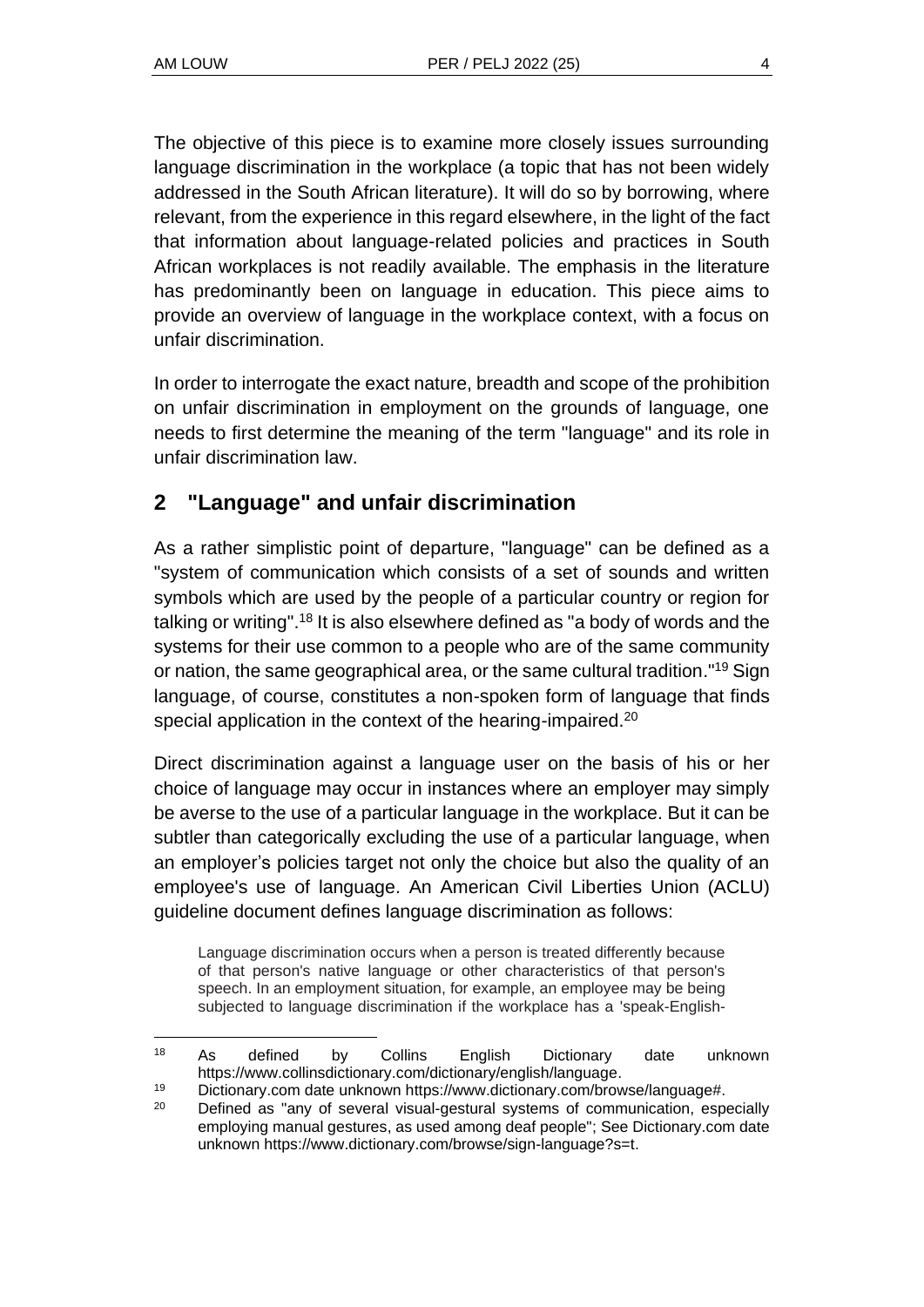The objective of this piece is to examine more closely issues surrounding language discrimination in the workplace (a topic that has not been widely addressed in the South African literature). It will do so by borrowing, where relevant, from the experience in this regard elsewhere, in the light of the fact that information about language-related policies and practices in South African workplaces is not readily available. The emphasis in the literature has predominantly been on language in education. This piece aims to provide an overview of language in the workplace context, with a focus on unfair discrimination.

In order to interrogate the exact nature, breadth and scope of the prohibition on unfair discrimination in employment on the grounds of language, one needs to first determine the meaning of the term "language" and its role in unfair discrimination law.

## 2 "Language" and unfair discrimination

As a rather simplistic point of departure, "language" can be defined as a "system of communication which consists of a set of sounds and written symbols which are used by the people of a particular country or region for talking or writing".[18] It is also elsewhere defined as "a body of words and the systems for their use common to a people who are of the same community or nation, the same geographical area, or the same cultural tradition."[19] Sign language, of course, constitutes a non-spoken form of language that finds special application in the context of the hearing-impaired.[20]

Direct discrimination against a language user on the basis of his or her choice of language may occur in instances where an employer may simply be averse to the use of a particular language in the workplace. But it can be subtler than categorically excluding the use of a particular language, when an employer's policies target not only the choice but also the quality of an employee's use of language. An American Civil Liberties Union (ACLU) guideline document defines language discrimination as follows:

> Language discrimination occurs when a person is treated differently because of that person's native language or other characteristics of that person's speech. In an employment situation, for example, an employee may be being subjected to language discrimination if the workplace has a 'speak-English-

---

[18] As defined by Collins English Dictionary date unknown https://www.collinsdictionary.com/dictionary/english/language.

[19] Dictionary.com date unknown https://www.dictionary.com/browse/language#.

[20] Defined as "any of several visual-gestural systems of communication, especially employing manual gestures, as used among deaf people"; See Dictionary.com date unknown https://www.dictionary.com/browse/sign-language?s=t.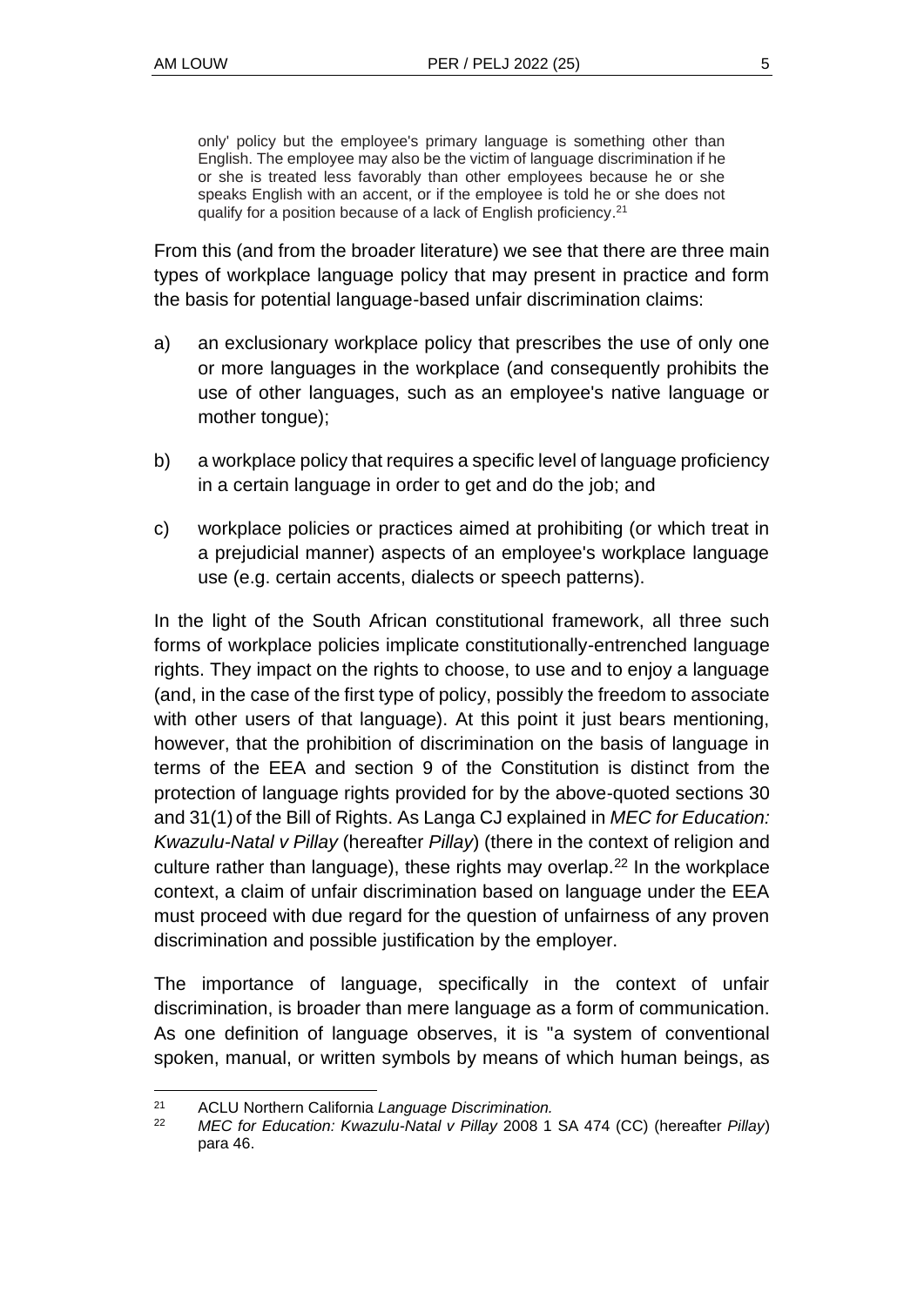> only' policy but the employee's primary language is something other than English. The employee may also be the victim of language discrimination if he or she is treated less favorably than other employees because he or she speaks English with an accent, or if the employee is told he or she does not qualify for a position because of a lack of English proficiency.[21]

From this (and from the broader literature) we see that there are three main types of workplace language policy that may present in practice and form the basis for potential language-based unfair discrimination claims:

a) an exclusionary workplace policy that prescribes the use of only one or more languages in the workplace (and consequently prohibits the use of other languages, such as an employee's native language or mother tongue);

b) a workplace policy that requires a specific level of language proficiency in a certain language in order to get and do the job; and

c) workplace policies or practices aimed at prohibiting (or which treat in a prejudicial manner) aspects of an employee's workplace language use (e.g. certain accents, dialects or speech patterns).

In the light of the South African constitutional framework, all three such forms of workplace policies implicate constitutionally-entrenched language rights. They impact on the rights to choose, to use and to enjoy a language (and, in the case of the first type of policy, possibly the freedom to associate with other users of that language). At this point it just bears mentioning, however, that the prohibition of discrimination on the basis of language in terms of the EEA and section 9 of the Constitution is distinct from the protection of language rights provided for by the above-quoted sections 30 and 31(1) of the Bill of Rights. As Langa CJ explained in *MEC for Education: Kwazulu-Natal v Pillay* (hereafter *Pillay*) (there in the context of religion and culture rather than language), these rights may overlap.[22] In the workplace context, a claim of unfair discrimination based on language under the EEA must proceed with due regard for the question of unfairness of any proven discrimination and possible justification by the employer.

The importance of language, specifically in the context of unfair discrimination, is broader than mere language as a form of communication. As one definition of language observes, it is "a system of conventional spoken, manual, or written symbols by means of which human beings, as

---

[21] ACLU Northern California *Language Discrimination.*

[22] *MEC for Education: Kwazulu-Natal v Pillay* 2008 1 SA 474 (CC) (hereafter *Pillay*) para 46.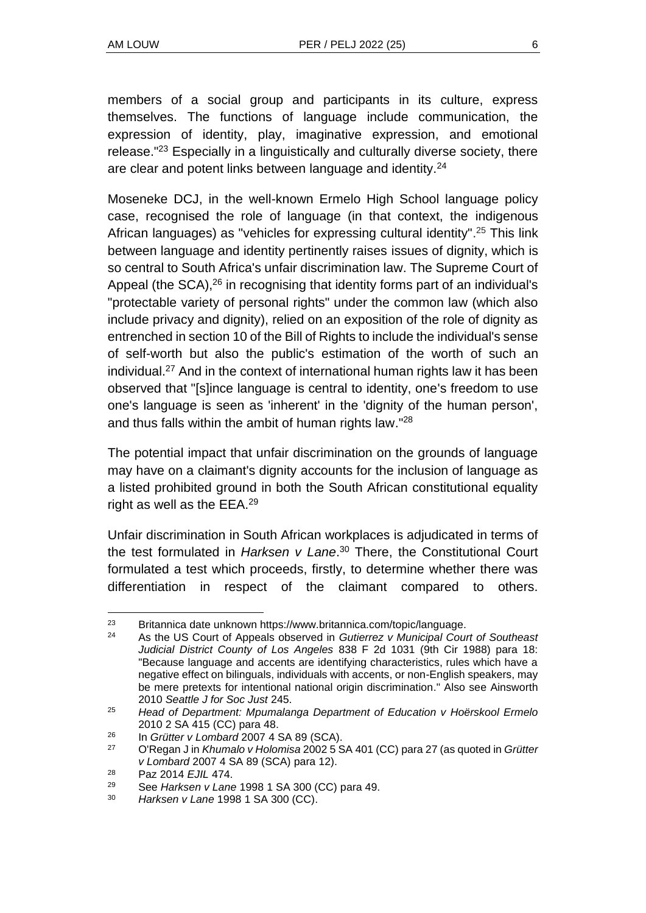members of a social group and participants in its culture, express themselves. The functions of language include communication, the expression of identity, play, imaginative expression, and emotional release."[23] Especially in a linguistically and culturally diverse society, there are clear and potent links between language and identity.[24]

Moseneke DCJ, in the well-known Ermelo High School language policy case, recognised the role of language (in that context, the indigenous African languages) as "vehicles for expressing cultural identity".[25] This link between language and identity pertinently raises issues of dignity, which is so central to South Africa's unfair discrimination law. The Supreme Court of Appeal (the SCA),[26] in recognising that identity forms part of an individual's "protectable variety of personal rights" under the common law (which also include privacy and dignity), relied on an exposition of the role of dignity as entrenched in section 10 of the Bill of Rights to include the individual's sense of self-worth but also the public's estimation of the worth of such an individual.[27] And in the context of international human rights law it has been observed that "[s]ince language is central to identity, one's freedom to use one's language is seen as 'inherent' in the 'dignity of the human person', and thus falls within the ambit of human rights law."[28]

The potential impact that unfair discrimination on the grounds of language may have on a claimant's dignity accounts for the inclusion of language as a listed prohibited ground in both the South African constitutional equality right as well as the EEA.[29]

Unfair discrimination in South African workplaces is adjudicated in terms of the test formulated in *Harksen v Lane*.[30] There, the Constitutional Court formulated a test which proceeds, firstly, to determine whether there was differentiation in respect of the claimant compared to others.

---

[23] Britannica date unknown https://www.britannica.com/topic/language.

[24] As the US Court of Appeals observed in *Gutierrez v Municipal Court of Southeast Judicial District County of Los Angeles* 838 F 2d 1031 (9th Cir 1988) para 18: "Because language and accents are identifying characteristics, rules which have a negative effect on bilinguals, individuals with accents, or non-English speakers, may be mere pretexts for intentional national origin discrimination." Also see Ainsworth 2010 *Seattle J for Soc Just* 245.

[25] *Head of Department: Mpumalanga Department of Education v Hoërskool Ermelo* 2010 2 SA 415 (CC) para 48.

[26] In *Grütter v Lombard* 2007 4 SA 89 (SCA).

[27] O'Regan J in *Khumalo v Holomisa* 2002 5 SA 401 (CC) para 27 (as quoted in *Grütter v Lombard* 2007 4 SA 89 (SCA) para 12).

[28] Paz 2014 *EJIL* 474.

[29] See *Harksen v Lane* 1998 1 SA 300 (CC) para 49.

[30] *Harksen v Lane* 1998 1 SA 300 (CC).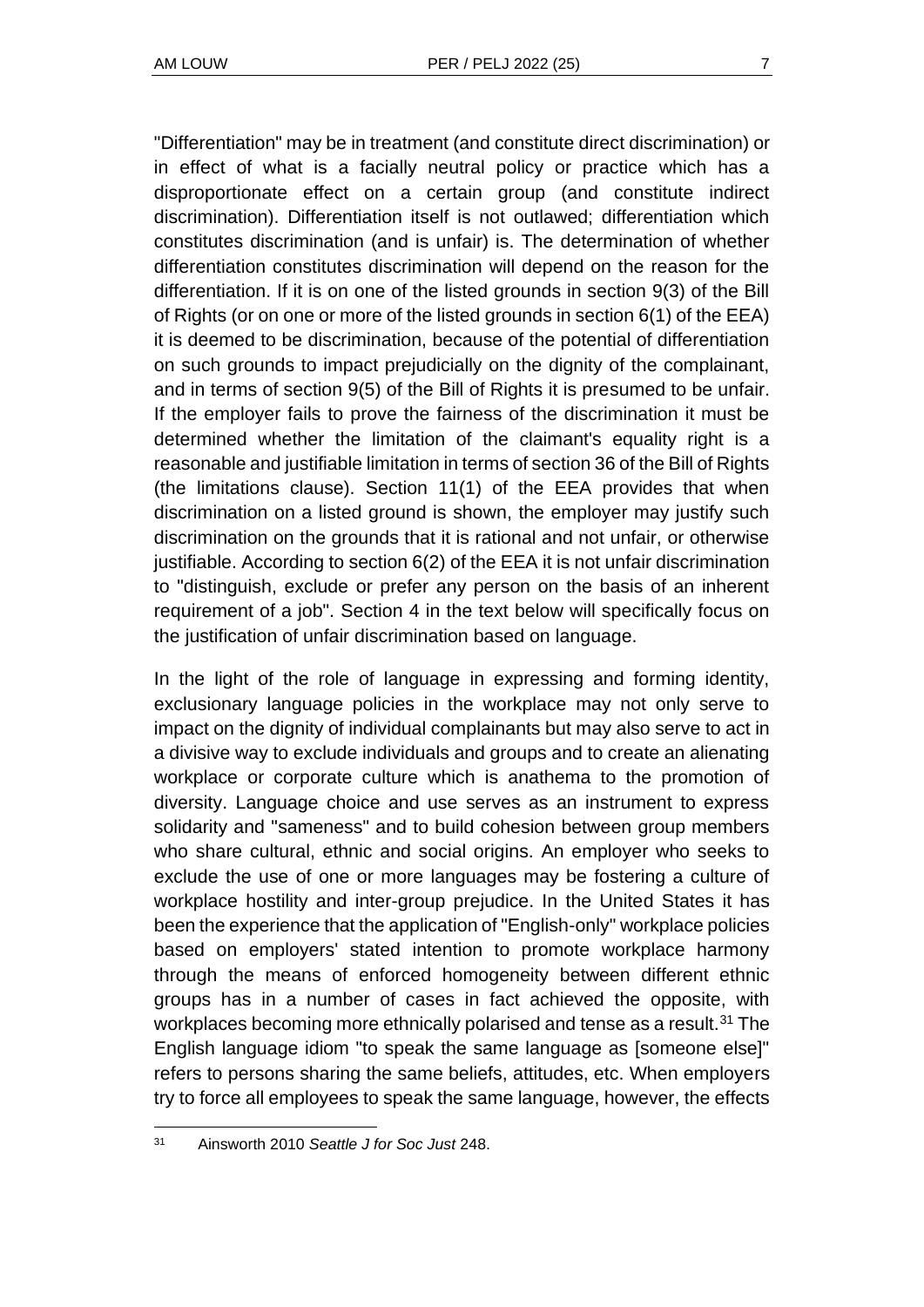"Differentiation" may be in treatment (and constitute direct discrimination) or in effect of what is a facially neutral policy or practice which has a disproportionate effect on a certain group (and constitute indirect discrimination). Differentiation itself is not outlawed; differentiation which constitutes discrimination (and is unfair) is. The determination of whether differentiation constitutes discrimination will depend on the reason for the differentiation. If it is on one of the listed grounds in section 9(3) of the Bill of Rights (or on one or more of the listed grounds in section 6(1) of the EEA) it is deemed to be discrimination, because of the potential of differentiation on such grounds to impact prejudicially on the dignity of the complainant, and in terms of section 9(5) of the Bill of Rights it is presumed to be unfair. If the employer fails to prove the fairness of the discrimination it must be determined whether the limitation of the claimant's equality right is a reasonable and justifiable limitation in terms of section 36 of the Bill of Rights (the limitations clause). Section 11(1) of the EEA provides that when discrimination on a listed ground is shown, the employer may justify such discrimination on the grounds that it is rational and not unfair, or otherwise justifiable. According to section 6(2) of the EEA it is not unfair discrimination to "distinguish, exclude or prefer any person on the basis of an inherent requirement of a job". Section 4 in the text below will specifically focus on the justification of unfair discrimination based on language.

In the light of the role of language in expressing and forming identity, exclusionary language policies in the workplace may not only serve to impact on the dignity of individual complainants but may also serve to act in a divisive way to exclude individuals and groups and to create an alienating workplace or corporate culture which is anathema to the promotion of diversity. Language choice and use serves as an instrument to express solidarity and "sameness" and to build cohesion between group members who share cultural, ethnic and social origins. An employer who seeks to exclude the use of one or more languages may be fostering a culture of workplace hostility and inter-group prejudice. In the United States it has been the experience that the application of "English-only" workplace policies based on employers' stated intention to promote workplace harmony through the means of enforced homogeneity between different ethnic groups has in a number of cases in fact achieved the opposite, with workplaces becoming more ethnically polarised and tense as a result.[31] The English language idiom "to speak the same language as [someone else]" refers to persons sharing the same beliefs, attitudes, etc. When employers try to force all employees to speak the same language, however, the effects

---

[31] Ainsworth 2010 *Seattle J for Soc Just* 248.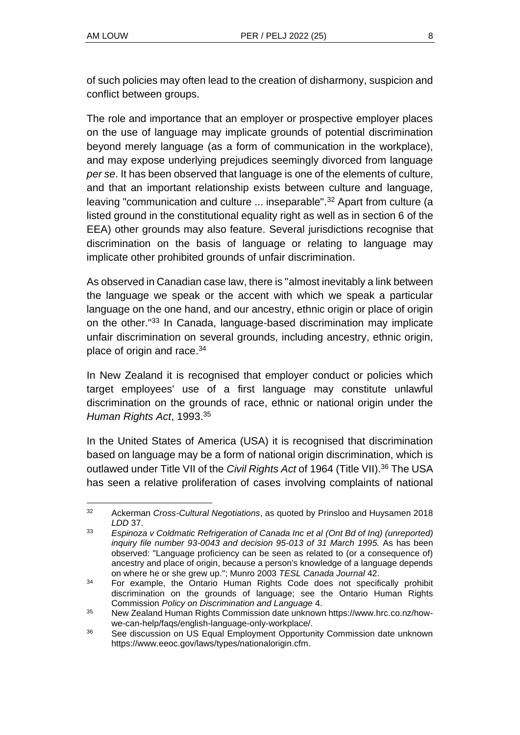of such policies may often lead to the creation of disharmony, suspicion and conflict between groups.

The role and importance that an employer or prospective employer places on the use of language may implicate grounds of potential discrimination beyond merely language (as a form of communication in the workplace), and may expose underlying prejudices seemingly divorced from language *per se*. It has been observed that language is one of the elements of culture, and that an important relationship exists between culture and language, leaving "communication and culture ... inseparable".[32] Apart from culture (a listed ground in the constitutional equality right as well as in section 6 of the EEA) other grounds may also feature. Several jurisdictions recognise that discrimination on the basis of language or relating to language may implicate other prohibited grounds of unfair discrimination.

As observed in Canadian case law, there is "almost inevitably a link between the language we speak or the accent with which we speak a particular language on the one hand, and our ancestry, ethnic origin or place of origin on the other."[33] In Canada, language-based discrimination may implicate unfair discrimination on several grounds, including ancestry, ethnic origin, place of origin and race.[34]

In New Zealand it is recognised that employer conduct or policies which target employees' use of a first language may constitute unlawful discrimination on the grounds of race, ethnic or national origin under the *Human Rights Act*, 1993.[35]

In the United States of America (USA) it is recognised that discrimination based on language may be a form of national origin discrimination, which is outlawed under Title VII of the *Civil Rights Act* of 1964 (Title VII).[36] The USA has seen a relative proliferation of cases involving complaints of national

---

[32] Ackerman *Cross-Cultural Negotiations*, as quoted by Prinsloo and Huysamen 2018 *LDD* 37.

[33] *Espinoza v Coldmatic Refrigeration of Canada Inc et al (Ont Bd of Inq) (unreported) inquiry file number 93-0043 and decision 95-013 of 31 March 1995.* As has been observed: "Language proficiency can be seen as related to (or a consequence of) ancestry and place of origin, because a person's knowledge of a language depends on where he or she grew up."; Munro 2003 *TESL Canada Journal* 42.

[34] For example, the Ontario Human Rights Code does not specifically prohibit discrimination on the grounds of language; see the Ontario Human Rights Commission *Policy on Discrimination and Language* 4.

[35] New Zealand Human Rights Commission date unknown https://www.hrc.co.nz/how-we-can-help/faqs/english-language-only-workplace/.

[36] See discussion on US Equal Employment Opportunity Commission date unknown https://www.eeoc.gov/laws/types/nationalorigin.cfm.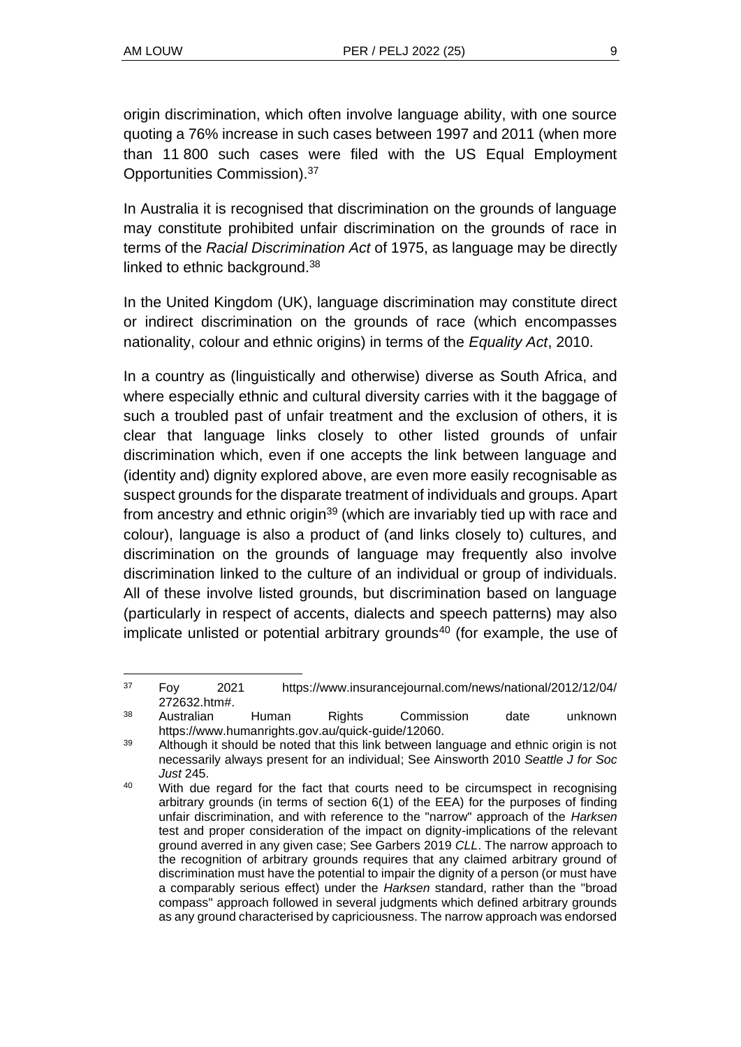origin discrimination, which often involve language ability, with one source quoting a 76% increase in such cases between 1997 and 2011 (when more than 11 800 such cases were filed with the US Equal Employment Opportunities Commission).[37]

In Australia it is recognised that discrimination on the grounds of language may constitute prohibited unfair discrimination on the grounds of race in terms of the *Racial Discrimination Act* of 1975, as language may be directly linked to ethnic background.[38]

In the United Kingdom (UK), language discrimination may constitute direct or indirect discrimination on the grounds of race (which encompasses nationality, colour and ethnic origins) in terms of the *Equality Act*, 2010.

In a country as (linguistically and otherwise) diverse as South Africa, and where especially ethnic and cultural diversity carries with it the baggage of such a troubled past of unfair treatment and the exclusion of others, it is clear that language links closely to other listed grounds of unfair discrimination which, even if one accepts the link between language and (identity and) dignity explored above, are even more easily recognisable as suspect grounds for the disparate treatment of individuals and groups. Apart from ancestry and ethnic origin[39] (which are invariably tied up with race and colour), language is also a product of (and links closely to) cultures, and discrimination on the grounds of language may frequently also involve discrimination linked to the culture of an individual or group of individuals. All of these involve listed grounds, but discrimination based on language (particularly in respect of accents, dialects and speech patterns) may also implicate unlisted or potential arbitrary grounds[40] (for example, the use of

---

[37] Foy 2021 https://www.insurancejournal.com/news/national/2012/12/04/272632.htm#.

[38] Australian Human Rights Commission date unknown https://www.humanrights.gov.au/quick-guide/12060.

[39] Although it should be noted that this link between language and ethnic origin is not necessarily always present for an individual; See Ainsworth 2010 *Seattle J for Soc Just* 245.

[40] With due regard for the fact that courts need to be circumspect in recognising arbitrary grounds (in terms of section 6(1) of the EEA) for the purposes of finding unfair discrimination, and with reference to the "narrow" approach of the *Harksen* test and proper consideration of the impact on dignity-implications of the relevant ground averred in any given case; See Garbers 2019 *CLL*. The narrow approach to the recognition of arbitrary grounds requires that any claimed arbitrary ground of discrimination must have the potential to impair the dignity of a person (or must have a comparably serious effect) under the *Harksen* standard, rather than the "broad compass" approach followed in several judgments which defined arbitrary grounds as any ground characterised by capriciousness. The narrow approach was endorsed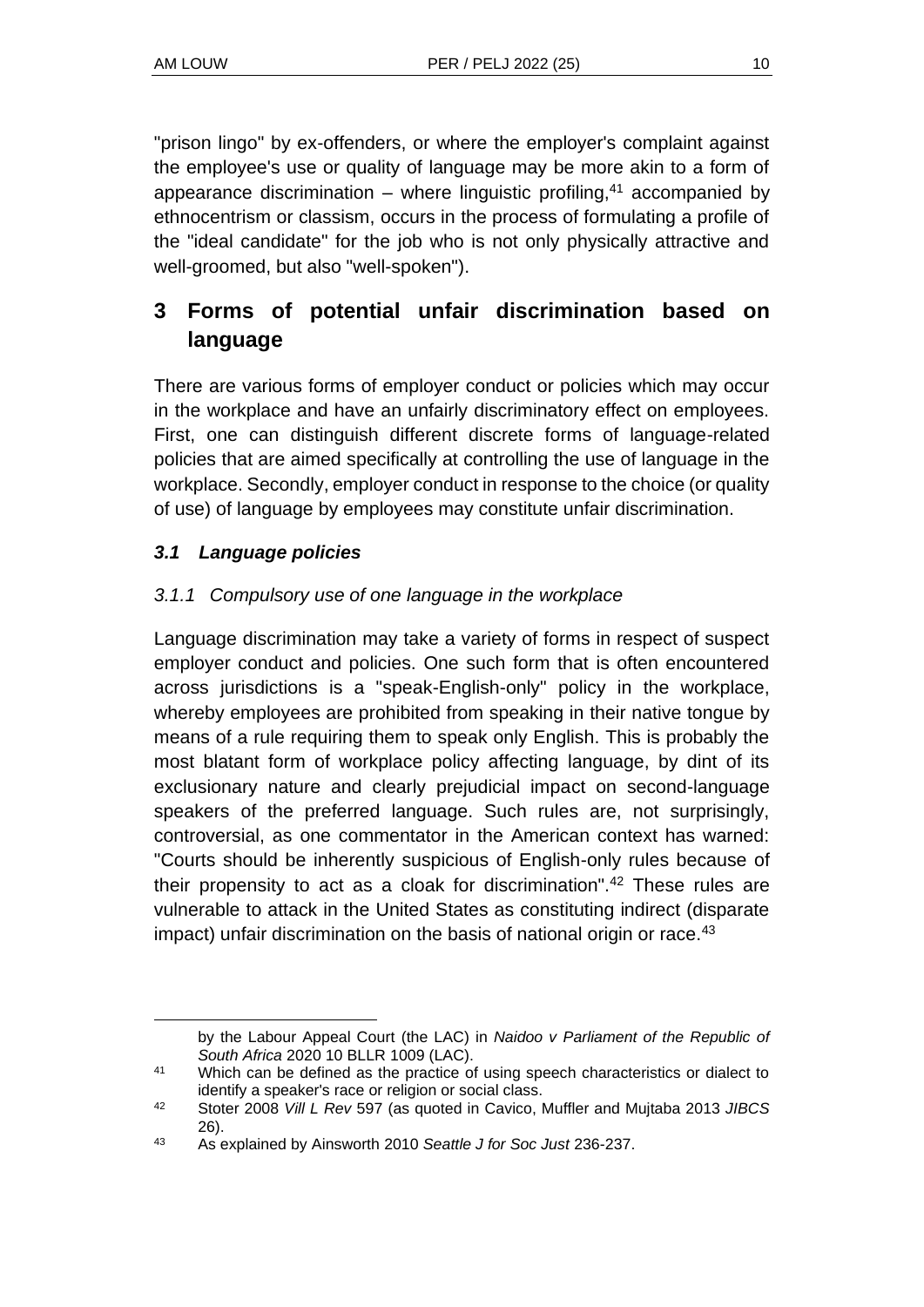"prison lingo" by ex-offenders, or where the employer's complaint against the employee's use or quality of language may be more akin to a form of appearance discrimination – where linguistic profiling,[41] accompanied by ethnocentrism or classism, occurs in the process of formulating a profile of the "ideal candidate" for the job who is not only physically attractive and well-groomed, but also "well-spoken").

## 3 Forms of potential unfair discrimination based on language

There are various forms of employer conduct or policies which may occur in the workplace and have an unfairly discriminatory effect on employees. First, one can distinguish different discrete forms of language-related policies that are aimed specifically at controlling the use of language in the workplace. Secondly, employer conduct in response to the choice (or quality of use) of language by employees may constitute unfair discrimination.

### *3.1 Language policies*

#### *3.1.1 Compulsory use of one language in the workplace*

Language discrimination may take a variety of forms in respect of suspect employer conduct and policies. One such form that is often encountered across jurisdictions is a "speak-English-only" policy in the workplace, whereby employees are prohibited from speaking in their native tongue by means of a rule requiring them to speak only English. This is probably the most blatant form of workplace policy affecting language, by dint of its exclusionary nature and clearly prejudicial impact on second-language speakers of the preferred language. Such rules are, not surprisingly, controversial, as one commentator in the American context has warned: "Courts should be inherently suspicious of English-only rules because of their propensity to act as a cloak for discrimination".[42] These rules are vulnerable to attack in the United States as constituting indirect (disparate impact) unfair discrimination on the basis of national origin or race.[43]

---

by the Labour Appeal Court (the LAC) in *Naidoo v Parliament of the Republic of South Africa* 2020 10 BLLR 1009 (LAC).

41 Which can be defined as the practice of using speech characteristics or dialect to identify a speaker's race or religion or social class.

42 Stoter 2008 *Vill L Rev* 597 (as quoted in Cavico, Muffler and Mujtaba 2013 *JIBCS* 26).

43 As explained by Ainsworth 2010 *Seattle J for Soc Just* 236-237.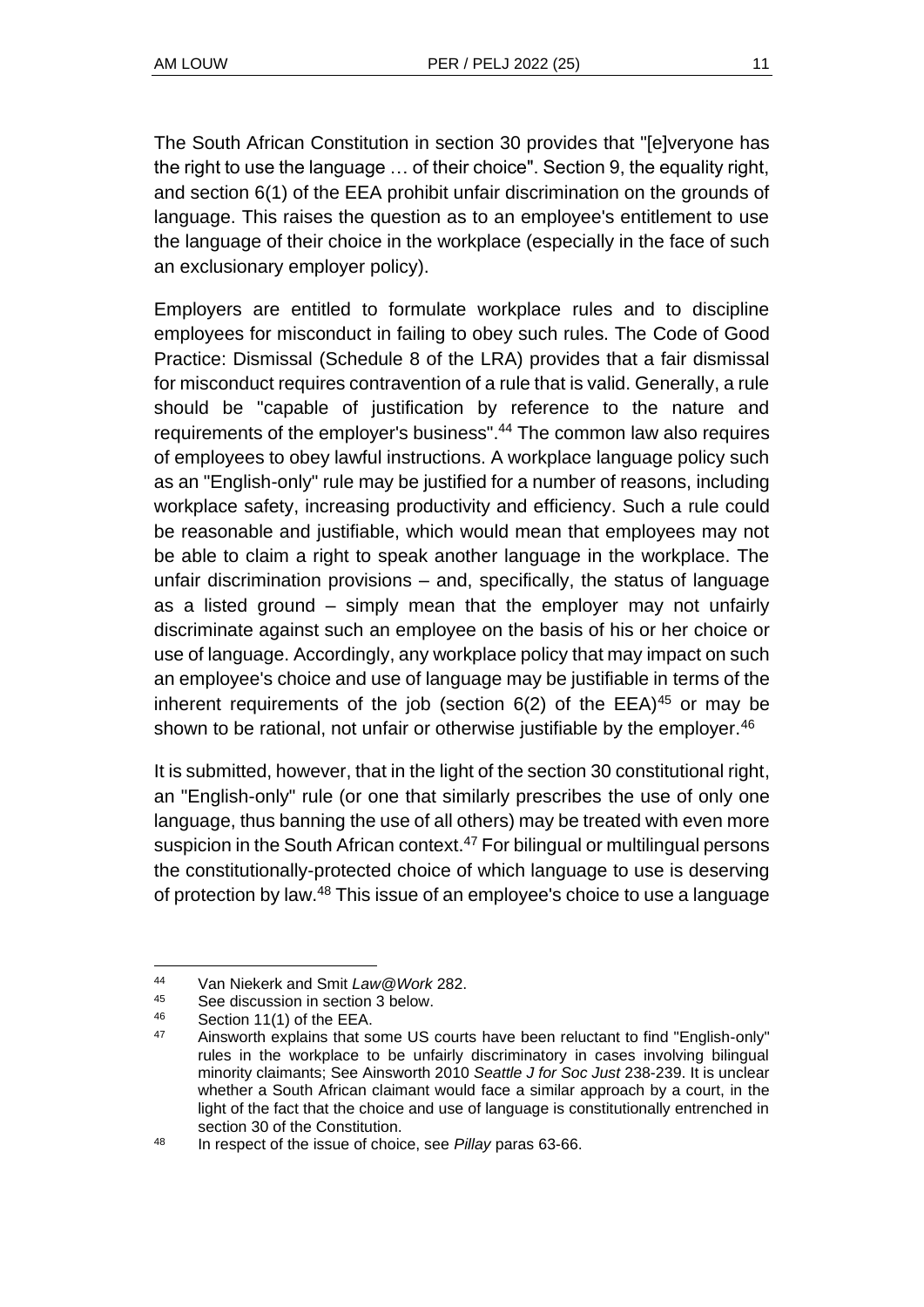The South African Constitution in section 30 provides that "[e]veryone has the right to use the language … of their choice". Section 9, the equality right, and section 6(1) of the EEA prohibit unfair discrimination on the grounds of language. This raises the question as to an employee's entitlement to use the language of their choice in the workplace (especially in the face of such an exclusionary employer policy).

Employers are entitled to formulate workplace rules and to discipline employees for misconduct in failing to obey such rules. The Code of Good Practice: Dismissal (Schedule 8 of the LRA) provides that a fair dismissal for misconduct requires contravention of a rule that is valid. Generally, a rule should be "capable of justification by reference to the nature and requirements of the employer's business".[44] The common law also requires of employees to obey lawful instructions. A workplace language policy such as an "English-only" rule may be justified for a number of reasons, including workplace safety, increasing productivity and efficiency. Such a rule could be reasonable and justifiable, which would mean that employees may not be able to claim a right to speak another language in the workplace. The unfair discrimination provisions – and, specifically, the status of language as a listed ground – simply mean that the employer may not unfairly discriminate against such an employee on the basis of his or her choice or use of language. Accordingly, any workplace policy that may impact on such an employee's choice and use of language may be justifiable in terms of the inherent requirements of the job (section 6(2) of the EEA)[45] or may be shown to be rational, not unfair or otherwise justifiable by the employer.[46]

It is submitted, however, that in the light of the section 30 constitutional right, an "English-only" rule (or one that similarly prescribes the use of only one language, thus banning the use of all others) may be treated with even more suspicion in the South African context.[47] For bilingual or multilingual persons the constitutionally-protected choice of which language to use is deserving of protection by law.[48] This issue of an employee's choice to use a language

---

[44] Van Niekerk and Smit *Law@Work* 282.

[45] See discussion in section 3 below.

[46] Section 11(1) of the EEA.

[47] Ainsworth explains that some US courts have been reluctant to find "English-only" rules in the workplace to be unfairly discriminatory in cases involving bilingual minority claimants; See Ainsworth 2010 *Seattle J for Soc Just* 238-239. It is unclear whether a South African claimant would face a similar approach by a court, in the light of the fact that the choice and use of language is constitutionally entrenched in section 30 of the Constitution.

[48] In respect of the issue of choice, see *Pillay* paras 63-66.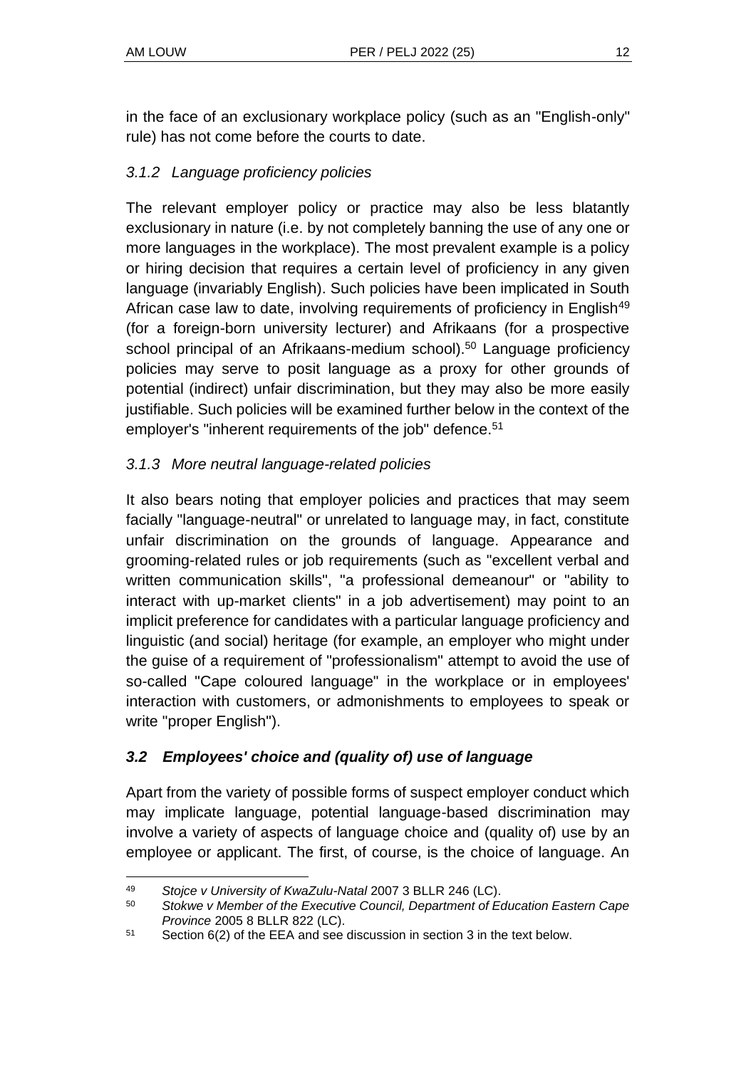in the face of an exclusionary workplace policy (such as an "English-only" rule) has not come before the courts to date.

### *3.1.2 Language proficiency policies*

The relevant employer policy or practice may also be less blatantly exclusionary in nature (i.e. by not completely banning the use of any one or more languages in the workplace). The most prevalent example is a policy or hiring decision that requires a certain level of proficiency in any given language (invariably English). Such policies have been implicated in South African case law to date, involving requirements of proficiency in English[49] (for a foreign-born university lecturer) and Afrikaans (for a prospective school principal of an Afrikaans-medium school).[50] Language proficiency policies may serve to posit language as a proxy for other grounds of potential (indirect) unfair discrimination, but they may also be more easily justifiable. Such policies will be examined further below in the context of the employer's "inherent requirements of the job" defence.[51]

### *3.1.3 More neutral language-related policies*

It also bears noting that employer policies and practices that may seem facially "language-neutral" or unrelated to language may, in fact, constitute unfair discrimination on the grounds of language. Appearance and grooming-related rules or job requirements (such as "excellent verbal and written communication skills", "a professional demeanour" or "ability to interact with up-market clients" in a job advertisement) may point to an implicit preference for candidates with a particular language proficiency and linguistic (and social) heritage (for example, an employer who might under the guise of a requirement of "professionalism" attempt to avoid the use of so-called "Cape coloured language" in the workplace or in employees' interaction with customers, or admonishments to employees to speak or write "proper English").

## *3.2 Employees' choice and (quality of) use of language*

Apart from the variety of possible forms of suspect employer conduct which may implicate language, potential language-based discrimination may involve a variety of aspects of language choice and (quality of) use by an employee or applicant. The first, of course, is the choice of language. An

---

[49] *Stojce v University of KwaZulu-Natal* 2007 3 BLLR 246 (LC).

[50] *Stokwe v Member of the Executive Council, Department of Education Eastern Cape Province* 2005 8 BLLR 822 (LC).

[51] Section 6(2) of the EEA and see discussion in section 3 in the text below.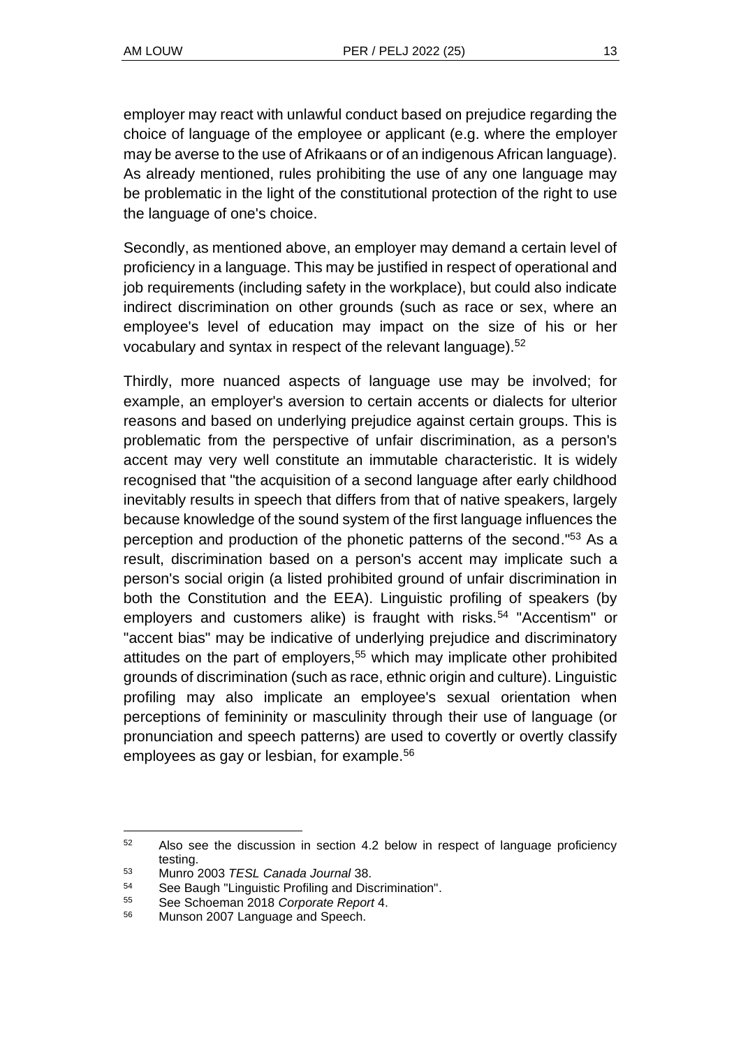employer may react with unlawful conduct based on prejudice regarding the choice of language of the employee or applicant (e.g. where the employer may be averse to the use of Afrikaans or of an indigenous African language). As already mentioned, rules prohibiting the use of any one language may be problematic in the light of the constitutional protection of the right to use the language of one's choice.

Secondly, as mentioned above, an employer may demand a certain level of proficiency in a language. This may be justified in respect of operational and job requirements (including safety in the workplace), but could also indicate indirect discrimination on other grounds (such as race or sex, where an employee's level of education may impact on the size of his or her vocabulary and syntax in respect of the relevant language).[52]

Thirdly, more nuanced aspects of language use may be involved; for example, an employer's aversion to certain accents or dialects for ulterior reasons and based on underlying prejudice against certain groups. This is problematic from the perspective of unfair discrimination, as a person's accent may very well constitute an immutable characteristic. It is widely recognised that "the acquisition of a second language after early childhood inevitably results in speech that differs from that of native speakers, largely because knowledge of the sound system of the first language influences the perception and production of the phonetic patterns of the second."[53] As a result, discrimination based on a person's accent may implicate such a person's social origin (a listed prohibited ground of unfair discrimination in both the Constitution and the EEA). Linguistic profiling of speakers (by employers and customers alike) is fraught with risks.[54] "Accentism" or "accent bias" may be indicative of underlying prejudice and discriminatory attitudes on the part of employers,[55] which may implicate other prohibited grounds of discrimination (such as race, ethnic origin and culture). Linguistic profiling may also implicate an employee's sexual orientation when perceptions of femininity or masculinity through their use of language (or pronunciation and speech patterns) are used to covertly or overtly classify employees as gay or lesbian, for example.[56]

---

[52] Also see the discussion in section 4.2 below in respect of language proficiency testing.

[53] Munro 2003 *TESL Canada Journal* 38.

[54] See Baugh "Linguistic Profiling and Discrimination".

[55] See Schoeman 2018 *Corporate Report* 4.

[56] Munson 2007 Language and Speech.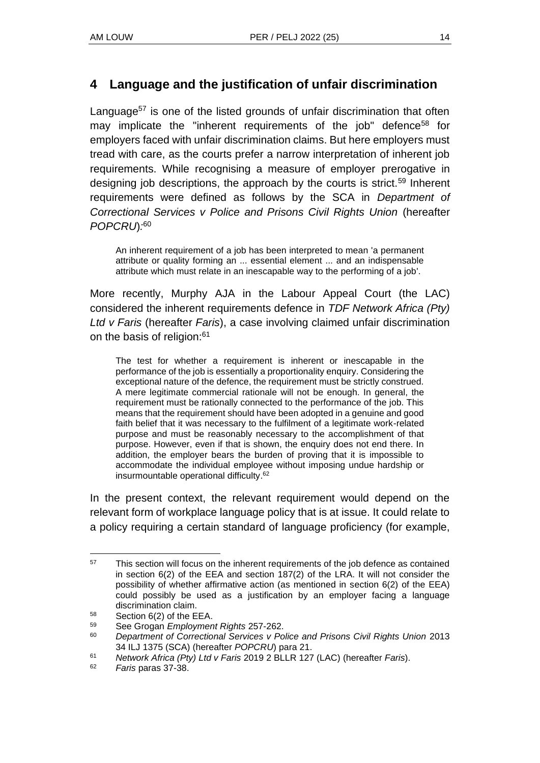## 4 Language and the justification of unfair discrimination

Language[57] is one of the listed grounds of unfair discrimination that often may implicate the "inherent requirements of the job" defence[58] for employers faced with unfair discrimination claims. But here employers must tread with care, as the courts prefer a narrow interpretation of inherent job requirements. While recognising a measure of employer prerogative in designing job descriptions, the approach by the courts is strict.[59] Inherent requirements were defined as follows by the SCA in *Department of Correctional Services v Police and Prisons Civil Rights Union* (hereafter *POPCRU*):[60]

> An inherent requirement of a job has been interpreted to mean 'a permanent attribute or quality forming an ... essential element ... and an indispensable attribute which must relate in an inescapable way to the performing of a job'.

More recently, Murphy AJA in the Labour Appeal Court (the LAC) considered the inherent requirements defence in *TDF Network Africa (Pty) Ltd v Faris* (hereafter *Faris*), a case involving claimed unfair discrimination on the basis of religion:[61]

> The test for whether a requirement is inherent or inescapable in the performance of the job is essentially a proportionality enquiry. Considering the exceptional nature of the defence, the requirement must be strictly construed. A mere legitimate commercial rationale will not be enough. In general, the requirement must be rationally connected to the performance of the job. This means that the requirement should have been adopted in a genuine and good faith belief that it was necessary to the fulfilment of a legitimate work-related purpose and must be reasonably necessary to the accomplishment of that purpose. However, even if that is shown, the enquiry does not end there. In addition, the employer bears the burden of proving that it is impossible to accommodate the individual employee without imposing undue hardship or insurmountable operational difficulty.[62]

In the present context, the relevant requirement would depend on the relevant form of workplace language policy that is at issue. It could relate to a policy requiring a certain standard of language proficiency (for example,

---

57 This section will focus on the inherent requirements of the job defence as contained in section 6(2) of the EEA and section 187(2) of the LRA. It will not consider the possibility of whether affirmative action (as mentioned in section 6(2) of the EEA) could possibly be used as a justification by an employer facing a language discrimination claim.

58 Section 6(2) of the EEA.

59 See Grogan *Employment Rights* 257-262.

60 *Department of Correctional Services v Police and Prisons Civil Rights Union* 2013 34 ILJ 1375 (SCA) (hereafter *POPCRU*) para 21.

61 *Network Africa (Pty) Ltd v Faris* 2019 2 BLLR 127 (LAC) (hereafter *Faris*).

62 *Faris* paras 37-38.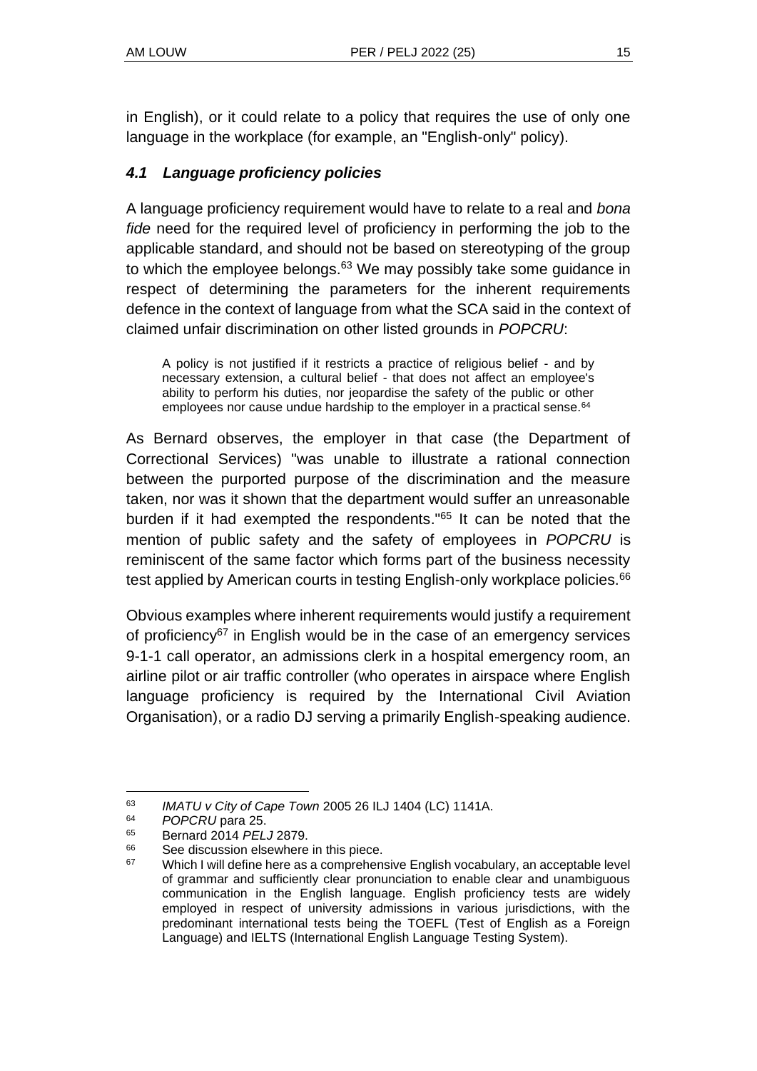in English), or it could relate to a policy that requires the use of only one language in the workplace (for example, an "English-only" policy).

### *4.1 Language proficiency policies*

A language proficiency requirement would have to relate to a real and *bona fide* need for the required level of proficiency in performing the job to the applicable standard, and should not be based on stereotyping of the group to which the employee belongs.[63] We may possibly take some guidance in respect of determining the parameters for the inherent requirements defence in the context of language from what the SCA said in the context of claimed unfair discrimination on other listed grounds in *POPCRU*:

> A policy is not justified if it restricts a practice of religious belief - and by necessary extension, a cultural belief - that does not affect an employee's ability to perform his duties, nor jeopardise the safety of the public or other employees nor cause undue hardship to the employer in a practical sense.[64]

As Bernard observes, the employer in that case (the Department of Correctional Services) "was unable to illustrate a rational connection between the purported purpose of the discrimination and the measure taken, nor was it shown that the department would suffer an unreasonable burden if it had exempted the respondents."[65] It can be noted that the mention of public safety and the safety of employees in *POPCRU* is reminiscent of the same factor which forms part of the business necessity test applied by American courts in testing English-only workplace policies.[66]

Obvious examples where inherent requirements would justify a requirement of proficiency[67] in English would be in the case of an emergency services 9-1-1 call operator, an admissions clerk in a hospital emergency room, an airline pilot or air traffic controller (who operates in airspace where English language proficiency is required by the International Civil Aviation Organisation), or a radio DJ serving a primarily English-speaking audience.

---

[63] *IMATU v City of Cape Town* 2005 26 ILJ 1404 (LC) 1141A.

[64] *POPCRU* para 25.

[65] Bernard 2014 *PELJ* 2879.

[66] See discussion elsewhere in this piece.

[67] Which I will define here as a comprehensive English vocabulary, an acceptable level of grammar and sufficiently clear pronunciation to enable clear and unambiguous communication in the English language. English proficiency tests are widely employed in respect of university admissions in various jurisdictions, with the predominant international tests being the TOEFL (Test of English as a Foreign Language) and IELTS (International English Language Testing System).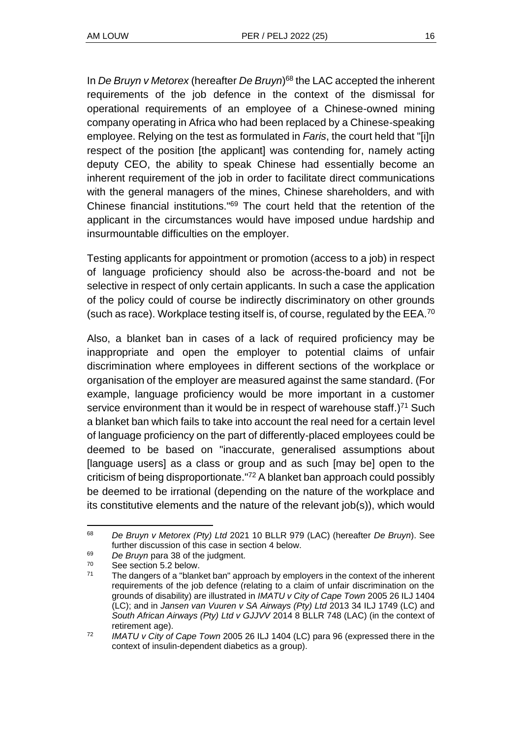In *De Bruyn v Metorex* (hereafter *De Bruyn*)[68] the LAC accepted the inherent requirements of the job defence in the context of the dismissal for operational requirements of an employee of a Chinese-owned mining company operating in Africa who had been replaced by a Chinese-speaking employee. Relying on the test as formulated in *Faris*, the court held that "[i]n respect of the position [the applicant] was contending for, namely acting deputy CEO, the ability to speak Chinese had essentially become an inherent requirement of the job in order to facilitate direct communications with the general managers of the mines, Chinese shareholders, and with Chinese financial institutions."[69] The court held that the retention of the applicant in the circumstances would have imposed undue hardship and insurmountable difficulties on the employer.

Testing applicants for appointment or promotion (access to a job) in respect of language proficiency should also be across-the-board and not be selective in respect of only certain applicants. In such a case the application of the policy could of course be indirectly discriminatory on other grounds (such as race). Workplace testing itself is, of course, regulated by the EEA.[70]

Also, a blanket ban in cases of a lack of required proficiency may be inappropriate and open the employer to potential claims of unfair discrimination where employees in different sections of the workplace or organisation of the employer are measured against the same standard. (For example, language proficiency would be more important in a customer service environment than it would be in respect of warehouse staff.)[71] Such a blanket ban which fails to take into account the real need for a certain level of language proficiency on the part of differently-placed employees could be deemed to be based on "inaccurate, generalised assumptions about [language users] as a class or group and as such [may be] open to the criticism of being disproportionate."[72] A blanket ban approach could possibly be deemed to be irrational (depending on the nature of the workplace and its constitutive elements and the nature of the relevant job(s)), which would

---

[68] *De Bruyn v Metorex (Pty) Ltd* 2021 10 BLLR 979 (LAC) (hereafter *De Bruyn*). See further discussion of this case in section 4 below.

[69] *De Bruyn* para 38 of the judgment.

[70] See section 5.2 below.

[71] The dangers of a "blanket ban" approach by employers in the context of the inherent requirements of the job defence (relating to a claim of unfair discrimination on the grounds of disability) are illustrated in *IMATU v City of Cape Town* 2005 26 ILJ 1404 (LC); and in *Jansen van Vuuren v SA Airways (Pty) Ltd* 2013 34 ILJ 1749 (LC) and *South African Airways (Pty) Ltd v GJJVV* 2014 8 BLLR 748 (LAC) (in the context of retirement age).

[72] *IMATU v City of Cape Town* 2005 26 ILJ 1404 (LC) para 96 (expressed there in the context of insulin-dependent diabetics as a group).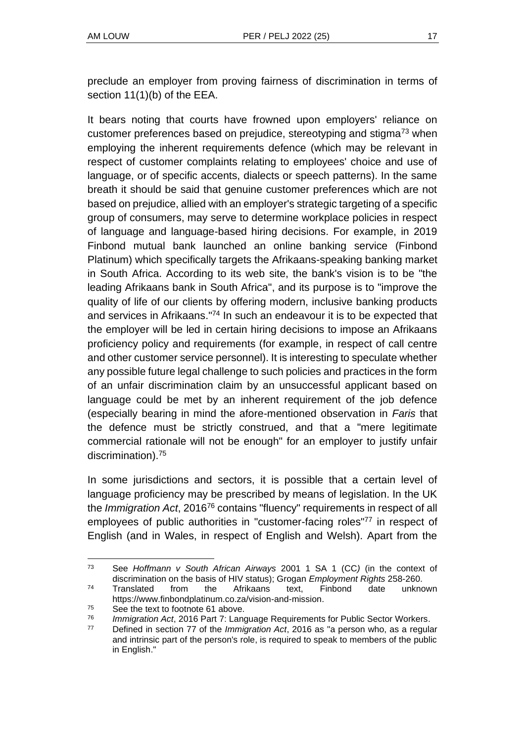preclude an employer from proving fairness of discrimination in terms of section 11(1)(b) of the EEA.

It bears noting that courts have frowned upon employers' reliance on customer preferences based on prejudice, stereotyping and stigma[73] when employing the inherent requirements defence (which may be relevant in respect of customer complaints relating to employees' choice and use of language, or of specific accents, dialects or speech patterns). In the same breath it should be said that genuine customer preferences which are not based on prejudice, allied with an employer's strategic targeting of a specific group of consumers, may serve to determine workplace policies in respect of language and language-based hiring decisions. For example, in 2019 Finbond mutual bank launched an online banking service (Finbond Platinum) which specifically targets the Afrikaans-speaking banking market in South Africa. According to its web site, the bank's vision is to be "the leading Afrikaans bank in South Africa", and its purpose is to "improve the quality of life of our clients by offering modern, inclusive banking products and services in Afrikaans."[74] In such an endeavour it is to be expected that the employer will be led in certain hiring decisions to impose an Afrikaans proficiency policy and requirements (for example, in respect of call centre and other customer service personnel). It is interesting to speculate whether any possible future legal challenge to such policies and practices in the form of an unfair discrimination claim by an unsuccessful applicant based on language could be met by an inherent requirement of the job defence (especially bearing in mind the afore-mentioned observation in *Faris* that the defence must be strictly construed, and that a "mere legitimate commercial rationale will not be enough" for an employer to justify unfair discrimination).[75]

In some jurisdictions and sectors, it is possible that a certain level of language proficiency may be prescribed by means of legislation. In the UK the *Immigration Act*, 2016[76] contains "fluency" requirements in respect of all employees of public authorities in "customer-facing roles"[77] in respect of English (and in Wales, in respect of English and Welsh). Apart from the

---

[73] See *Hoffmann v South African Airways* 2001 1 SA 1 (CC) (in the context of discrimination on the basis of HIV status); Grogan *Employment Rights* 258-260.

[74] Translated from the Afrikaans text, Finbond date unknown https://www.finbondplatinum.co.za/vision-and-mission.

[75] See the text to footnote 61 above.

[76] *Immigration Act*, 2016 Part 7: Language Requirements for Public Sector Workers.

[77] Defined in section 77 of the *Immigration Act*, 2016 as "a person who, as a regular and intrinsic part of the person's role, is required to speak to members of the public in English."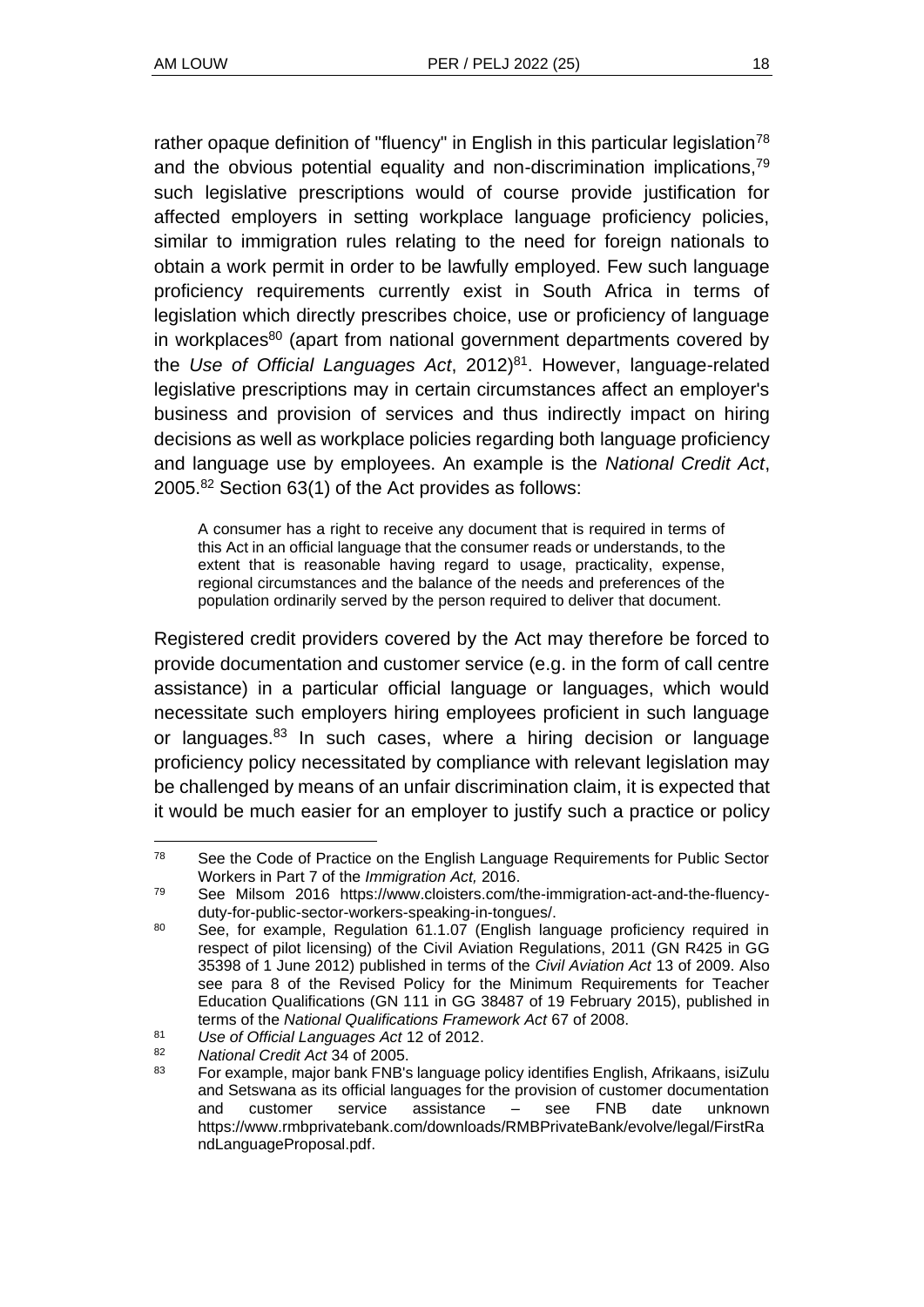rather opaque definition of "fluency" in English in this particular legislation[78] and the obvious potential equality and non-discrimination implications,[79] such legislative prescriptions would of course provide justification for affected employers in setting workplace language proficiency policies, similar to immigration rules relating to the need for foreign nationals to obtain a work permit in order to be lawfully employed. Few such language proficiency requirements currently exist in South Africa in terms of legislation which directly prescribes choice, use or proficiency of language in workplaces[80] (apart from national government departments covered by the *Use of Official Languages Act*, 2012)[81]. However, language-related legislative prescriptions may in certain circumstances affect an employer's business and provision of services and thus indirectly impact on hiring decisions as well as workplace policies regarding both language proficiency and language use by employees. An example is the *National Credit Act*, 2005.[82] Section 63(1) of the Act provides as follows:

> A consumer has a right to receive any document that is required in terms of this Act in an official language that the consumer reads or understands, to the extent that is reasonable having regard to usage, practicality, expense, regional circumstances and the balance of the needs and preferences of the population ordinarily served by the person required to deliver that document.

Registered credit providers covered by the Act may therefore be forced to provide documentation and customer service (e.g. in the form of call centre assistance) in a particular official language or languages, which would necessitate such employers hiring employees proficient in such language or languages.[83] In such cases, where a hiring decision or language proficiency policy necessitated by compliance with relevant legislation may be challenged by means of an unfair discrimination claim, it is expected that it would be much easier for an employer to justify such a practice or policy

---

[78] See the Code of Practice on the English Language Requirements for Public Sector Workers in Part 7 of the *Immigration Act,* 2016.

[79] See Milsom 2016 https://www.cloisters.com/the-immigration-act-and-the-fluency-duty-for-public-sector-workers-speaking-in-tongues/.

[80] See, for example, Regulation 61.1.07 (English language proficiency required in respect of pilot licensing) of the Civil Aviation Regulations, 2011 (GN R425 in GG 35398 of 1 June 2012) published in terms of the *Civil Aviation Act* 13 of 2009. Also see para 8 of the Revised Policy for the Minimum Requirements for Teacher Education Qualifications (GN 111 in GG 38487 of 19 February 2015), published in terms of the *National Qualifications Framework Act* 67 of 2008.

[81] *Use of Official Languages Act* 12 of 2012.

[82] *National Credit Act* 34 of 2005.

[83] For example, major bank FNB's language policy identifies English, Afrikaans, isiZulu and Setswana as its official languages for the provision of customer documentation and customer service assistance – see FNB date unknown https://www.rmbprivatebank.com/downloads/RMBPrivateBank/evolve/legal/FirstRandLanguageProposal.pdf.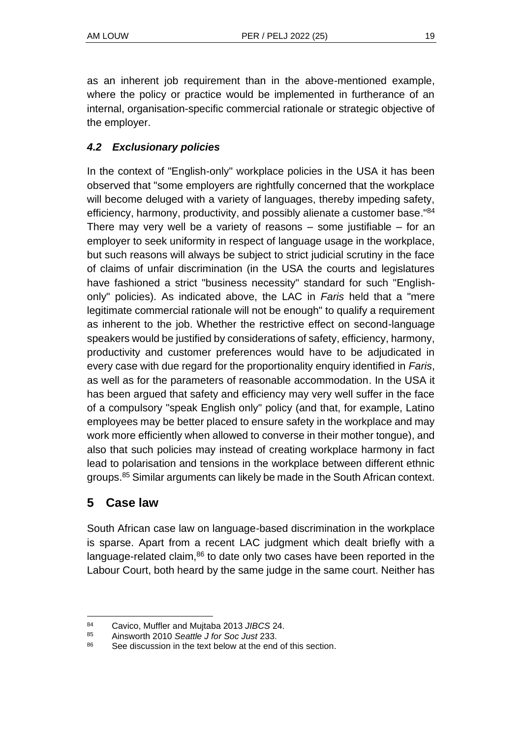as an inherent job requirement than in the above-mentioned example, where the policy or practice would be implemented in furtherance of an internal, organisation-specific commercial rationale or strategic objective of the employer.

### *4.2 Exclusionary policies*

In the context of "English-only" workplace policies in the USA it has been observed that "some employers are rightfully concerned that the workplace will become deluged with a variety of languages, thereby impeding safety, efficiency, harmony, productivity, and possibly alienate a customer base."[84] There may very well be a variety of reasons – some justifiable – for an employer to seek uniformity in respect of language usage in the workplace, but such reasons will always be subject to strict judicial scrutiny in the face of claims of unfair discrimination (in the USA the courts and legislatures have fashioned a strict "business necessity" standard for such "English-only" policies). As indicated above, the LAC in *Faris* held that a "mere legitimate commercial rationale will not be enough" to qualify a requirement as inherent to the job. Whether the restrictive effect on second-language speakers would be justified by considerations of safety, efficiency, harmony, productivity and customer preferences would have to be adjudicated in every case with due regard for the proportionality enquiry identified in *Faris*, as well as for the parameters of reasonable accommodation. In the USA it has been argued that safety and efficiency may very well suffer in the face of a compulsory "speak English only" policy (and that, for example, Latino employees may be better placed to ensure safety in the workplace and may work more efficiently when allowed to converse in their mother tongue), and also that such policies may instead of creating workplace harmony in fact lead to polarisation and tensions in the workplace between different ethnic groups.[85] Similar arguments can likely be made in the South African context.

## 5 Case law

South African case law on language-based discrimination in the workplace is sparse. Apart from a recent LAC judgment which dealt briefly with a language-related claim,[86] to date only two cases have been reported in the Labour Court, both heard by the same judge in the same court. Neither has

---

[84] Cavico, Muffler and Mujtaba 2013 *JIBCS* 24.

[85] Ainsworth 2010 *Seattle J for Soc Just* 233.

[86] See discussion in the text below at the end of this section.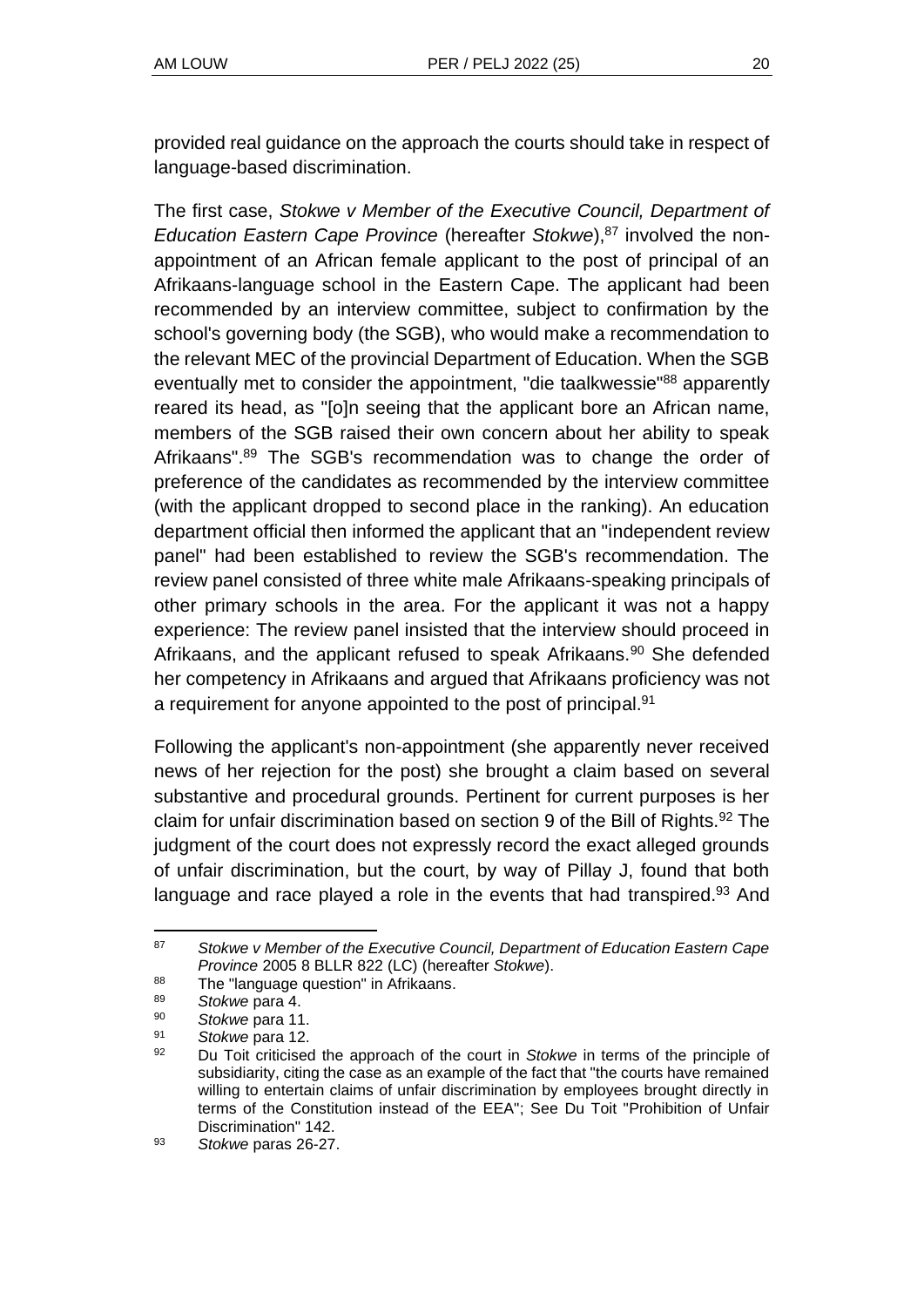provided real guidance on the approach the courts should take in respect of language-based discrimination.

The first case, *Stokwe v Member of the Executive Council, Department of Education Eastern Cape Province* (hereafter *Stokwe*),[87] involved the non-appointment of an African female applicant to the post of principal of an Afrikaans-language school in the Eastern Cape. The applicant had been recommended by an interview committee, subject to confirmation by the school's governing body (the SGB), who would make a recommendation to the relevant MEC of the provincial Department of Education. When the SGB eventually met to consider the appointment, "die taalkwessie"[88] apparently reared its head, as "[o]n seeing that the applicant bore an African name, members of the SGB raised their own concern about her ability to speak Afrikaans".[89] The SGB's recommendation was to change the order of preference of the candidates as recommended by the interview committee (with the applicant dropped to second place in the ranking). An education department official then informed the applicant that an "independent review panel" had been established to review the SGB's recommendation. The review panel consisted of three white male Afrikaans-speaking principals of other primary schools in the area. For the applicant it was not a happy experience: The review panel insisted that the interview should proceed in Afrikaans, and the applicant refused to speak Afrikaans.[90] She defended her competency in Afrikaans and argued that Afrikaans proficiency was not a requirement for anyone appointed to the post of principal.[91]

Following the applicant's non-appointment (she apparently never received news of her rejection for the post) she brought a claim based on several substantive and procedural grounds. Pertinent for current purposes is her claim for unfair discrimination based on section 9 of the Bill of Rights.[92] The judgment of the court does not expressly record the exact alleged grounds of unfair discrimination, but the court, by way of Pillay J, found that both language and race played a role in the events that had transpired.[93] And

---

[87] *Stokwe v Member of the Executive Council, Department of Education Eastern Cape Province* 2005 8 BLLR 822 (LC) (hereafter *Stokwe*).

[88] The "language question" in Afrikaans.

[89] *Stokwe* para 4.

[90] *Stokwe* para 11.

[91] *Stokwe* para 12.

[92] Du Toit criticised the approach of the court in *Stokwe* in terms of the principle of subsidiarity, citing the case as an example of the fact that "the courts have remained willing to entertain claims of unfair discrimination by employees brought directly in terms of the Constitution instead of the EEA"; See Du Toit "Prohibition of Unfair Discrimination" 142.

[93] *Stokwe* paras 26-27.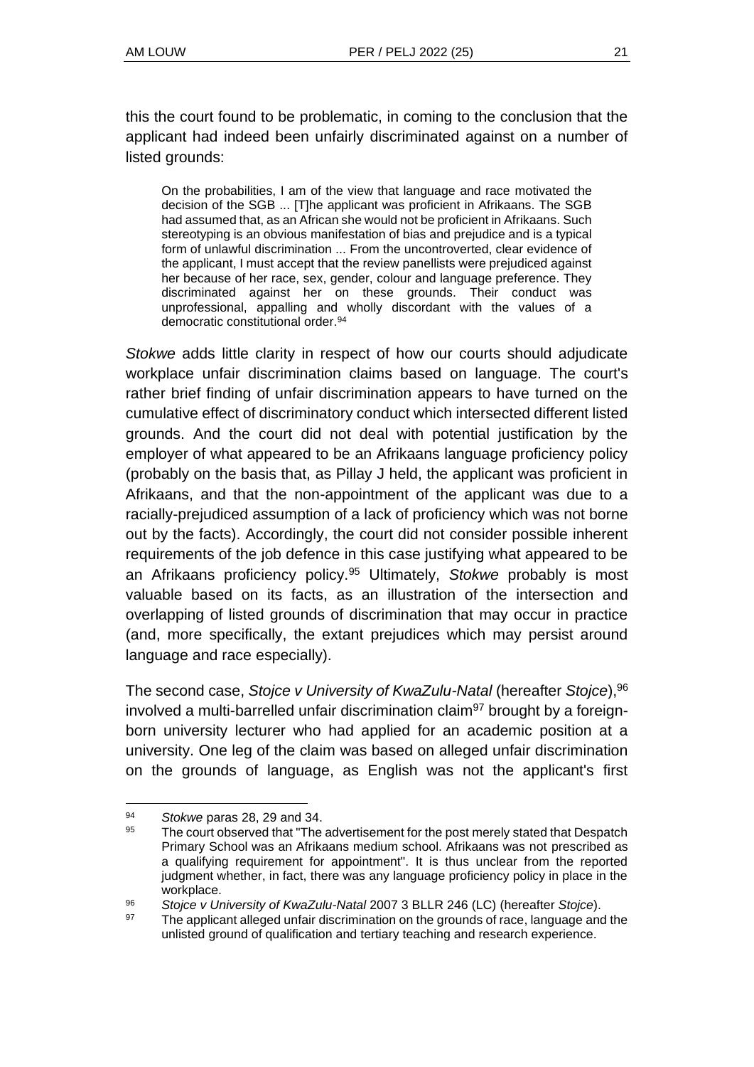this the court found to be problematic, in coming to the conclusion that the applicant had indeed been unfairly discriminated against on a number of listed grounds:

> On the probabilities, I am of the view that language and race motivated the decision of the SGB ... [T]he applicant was proficient in Afrikaans. The SGB had assumed that, as an African she would not be proficient in Afrikaans. Such stereotyping is an obvious manifestation of bias and prejudice and is a typical form of unlawful discrimination ... From the uncontroverted, clear evidence of the applicant, I must accept that the review panellists were prejudiced against her because of her race, sex, gender, colour and language preference. They discriminated against her on these grounds. Their conduct was unprofessional, appalling and wholly discordant with the values of a democratic constitutional order.[94]

*Stokwe* adds little clarity in respect of how our courts should adjudicate workplace unfair discrimination claims based on language. The court's rather brief finding of unfair discrimination appears to have turned on the cumulative effect of discriminatory conduct which intersected different listed grounds. And the court did not deal with potential justification by the employer of what appeared to be an Afrikaans language proficiency policy (probably on the basis that, as Pillay J held, the applicant was proficient in Afrikaans, and that the non-appointment of the applicant was due to a racially-prejudiced assumption of a lack of proficiency which was not borne out by the facts). Accordingly, the court did not consider possible inherent requirements of the job defence in this case justifying what appeared to be an Afrikaans proficiency policy.[95] Ultimately, *Stokwe* probably is most valuable based on its facts, as an illustration of the intersection and overlapping of listed grounds of discrimination that may occur in practice (and, more specifically, the extant prejudices which may persist around language and race especially).

The second case, *Stojce v University of KwaZulu-Natal* (hereafter *Stojce*),[96] involved a multi-barrelled unfair discrimination claim[97] brought by a foreign-born university lecturer who had applied for an academic position at a university. One leg of the claim was based on alleged unfair discrimination on the grounds of language, as English was not the applicant's first

---

[94] *Stokwe* paras 28, 29 and 34.

[95] The court observed that "The advertisement for the post merely stated that Despatch Primary School was an Afrikaans medium school. Afrikaans was not prescribed as a qualifying requirement for appointment". It is thus unclear from the reported judgment whether, in fact, there was any language proficiency policy in place in the workplace.

[96] *Stojce v University of KwaZulu-Natal* 2007 3 BLLR 246 (LC) (hereafter *Stojce*).

[97] The applicant alleged unfair discrimination on the grounds of race, language and the unlisted ground of qualification and tertiary teaching and research experience.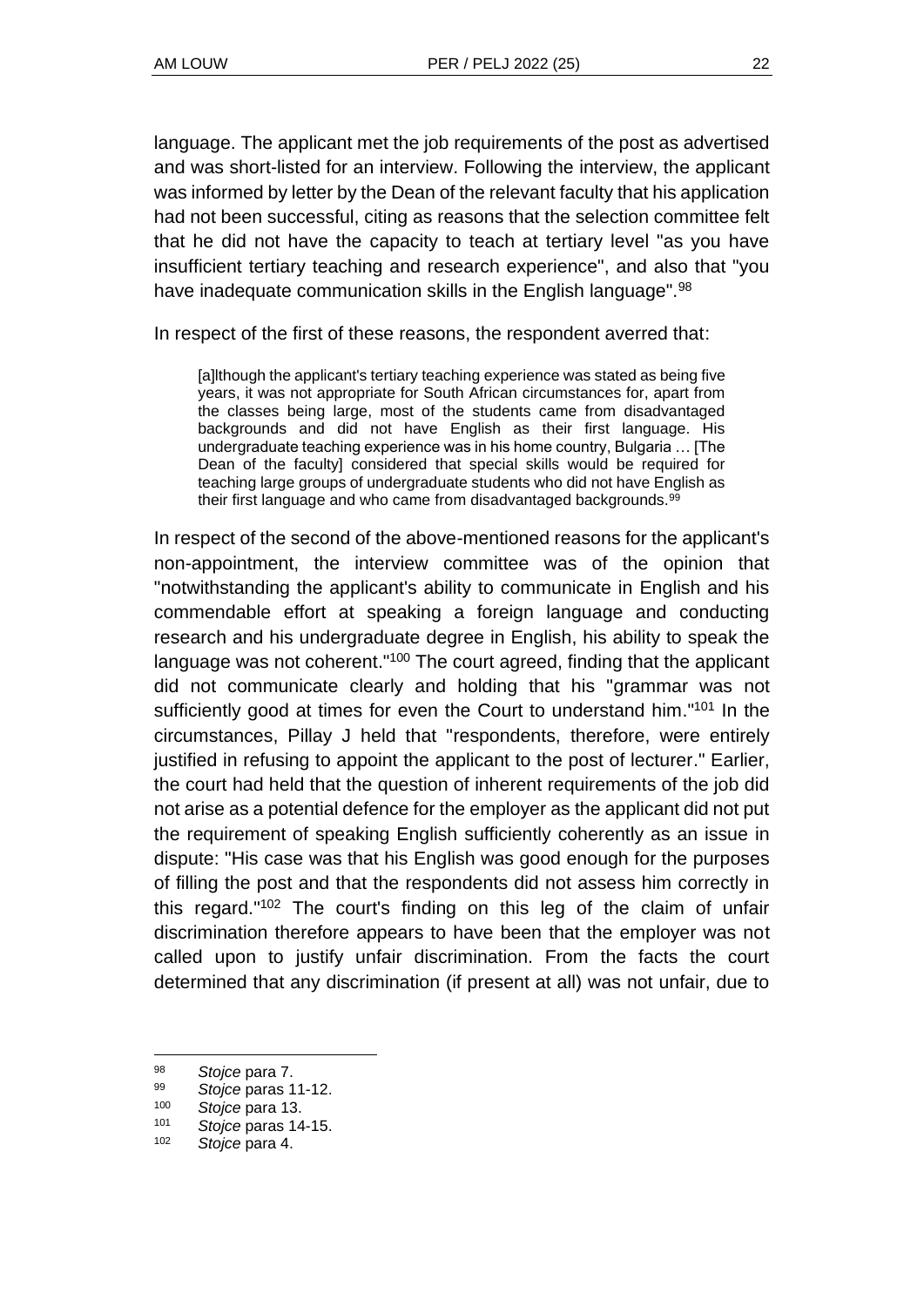language. The applicant met the job requirements of the post as advertised and was short-listed for an interview. Following the interview, the applicant was informed by letter by the Dean of the relevant faculty that his application had not been successful, citing as reasons that the selection committee felt that he did not have the capacity to teach at tertiary level "as you have insufficient tertiary teaching and research experience", and also that "you have inadequate communication skills in the English language".[98]

In respect of the first of these reasons, the respondent averred that:

> [a]lthough the applicant's tertiary teaching experience was stated as being five years, it was not appropriate for South African circumstances for, apart from the classes being large, most of the students came from disadvantaged backgrounds and did not have English as their first language. His undergraduate teaching experience was in his home country, Bulgaria … [The Dean of the faculty] considered that special skills would be required for teaching large groups of undergraduate students who did not have English as their first language and who came from disadvantaged backgrounds.[99]

In respect of the second of the above-mentioned reasons for the applicant's non-appointment, the interview committee was of the opinion that "notwithstanding the applicant's ability to communicate in English and his commendable effort at speaking a foreign language and conducting research and his undergraduate degree in English, his ability to speak the language was not coherent."[100] The court agreed, finding that the applicant did not communicate clearly and holding that his "grammar was not sufficiently good at times for even the Court to understand him."[101] In the circumstances, Pillay J held that "respondents, therefore, were entirely justified in refusing to appoint the applicant to the post of lecturer." Earlier, the court had held that the question of inherent requirements of the job did not arise as a potential defence for the employer as the applicant did not put the requirement of speaking English sufficiently coherently as an issue in dispute: "His case was that his English was good enough for the purposes of filling the post and that the respondents did not assess him correctly in this regard."[102] The court's finding on this leg of the claim of unfair discrimination therefore appears to have been that the employer was not called upon to justify unfair discrimination. From the facts the court determined that any discrimination (if present at all) was not unfair, due to

---

[98] *Stojce* para 7.

[99] *Stojce* paras 11-12.

[100] *Stojce* para 13.

[101] *Stojce* paras 14-15.

[102] *Stojce* para 4.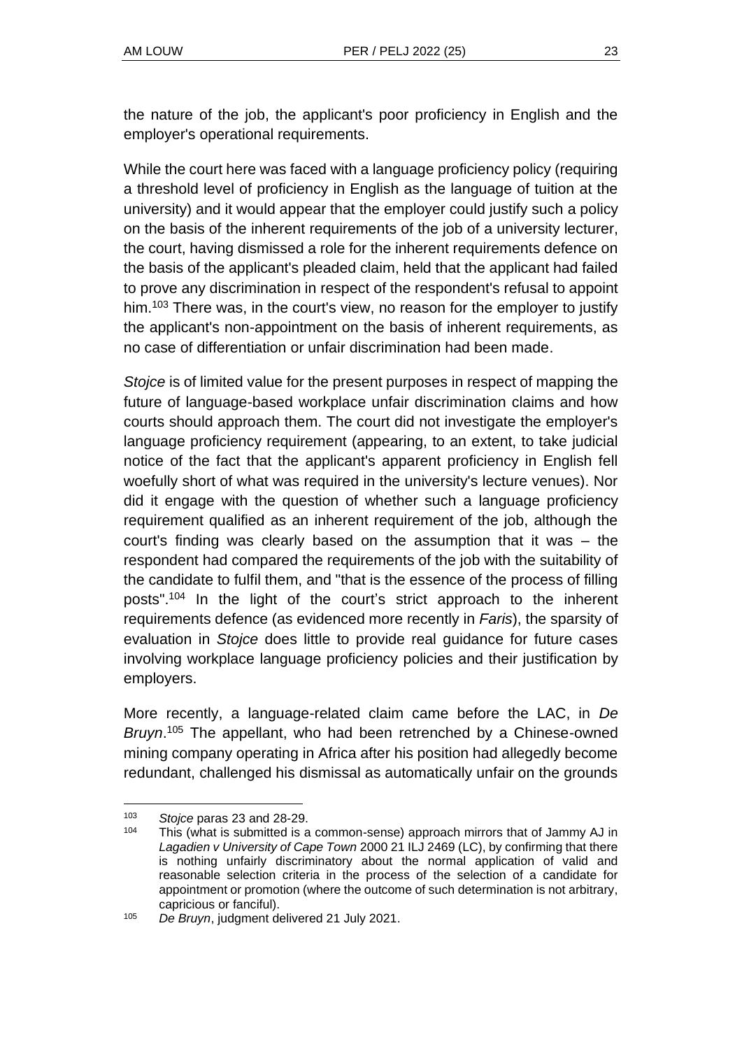the nature of the job, the applicant's poor proficiency in English and the employer's operational requirements.

While the court here was faced with a language proficiency policy (requiring a threshold level of proficiency in English as the language of tuition at the university) and it would appear that the employer could justify such a policy on the basis of the inherent requirements of the job of a university lecturer, the court, having dismissed a role for the inherent requirements defence on the basis of the applicant's pleaded claim, held that the applicant had failed to prove any discrimination in respect of the respondent's refusal to appoint him.[103] There was, in the court's view, no reason for the employer to justify the applicant's non-appointment on the basis of inherent requirements, as no case of differentiation or unfair discrimination had been made.

*Stojce* is of limited value for the present purposes in respect of mapping the future of language-based workplace unfair discrimination claims and how courts should approach them. The court did not investigate the employer's language proficiency requirement (appearing, to an extent, to take judicial notice of the fact that the applicant's apparent proficiency in English fell woefully short of what was required in the university's lecture venues). Nor did it engage with the question of whether such a language proficiency requirement qualified as an inherent requirement of the job, although the court's finding was clearly based on the assumption that it was – the respondent had compared the requirements of the job with the suitability of the candidate to fulfil them, and "that is the essence of the process of filling posts".[104] In the light of the court's strict approach to the inherent requirements defence (as evidenced more recently in *Faris*), the sparsity of evaluation in *Stojce* does little to provide real guidance for future cases involving workplace language proficiency policies and their justification by employers.

More recently, a language-related claim came before the LAC, in *De Bruyn*.[105] The appellant, who had been retrenched by a Chinese-owned mining company operating in Africa after his position had allegedly become redundant, challenged his dismissal as automatically unfair on the grounds

---

[103] *Stojce* paras 23 and 28-29.

[104] This (what is submitted is a common-sense) approach mirrors that of Jammy AJ in *Lagadien v University of Cape Town* 2000 21 ILJ 2469 (LC), by confirming that there is nothing unfairly discriminatory about the normal application of valid and reasonable selection criteria in the process of the selection of a candidate for appointment or promotion (where the outcome of such determination is not arbitrary, capricious or fanciful).

[105] *De Bruyn*, judgment delivered 21 July 2021.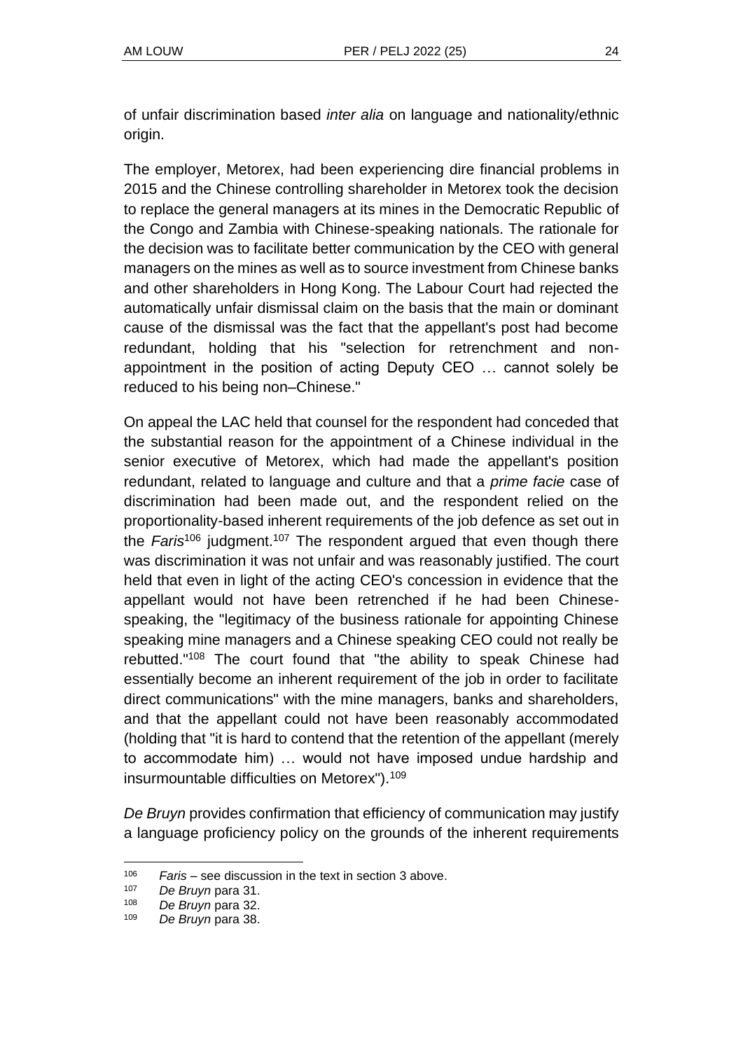of unfair discrimination based *inter alia* on language and nationality/ethnic origin.

The employer, Metorex, had been experiencing dire financial problems in 2015 and the Chinese controlling shareholder in Metorex took the decision to replace the general managers at its mines in the Democratic Republic of the Congo and Zambia with Chinese-speaking nationals. The rationale for the decision was to facilitate better communication by the CEO with general managers on the mines as well as to source investment from Chinese banks and other shareholders in Hong Kong. The Labour Court had rejected the automatically unfair dismissal claim on the basis that the main or dominant cause of the dismissal was the fact that the appellant's post had become redundant, holding that his "selection for retrenchment and non-appointment in the position of acting Deputy CEO … cannot solely be reduced to his being non–Chinese."

On appeal the LAC held that counsel for the respondent had conceded that the substantial reason for the appointment of a Chinese individual in the senior executive of Metorex, which had made the appellant's position redundant, related to language and culture and that a *prime facie* case of discrimination had been made out, and the respondent relied on the proportionality-based inherent requirements of the job defence as set out in the *Faris*[106] judgment.[107] The respondent argued that even though there was discrimination it was not unfair and was reasonably justified. The court held that even in light of the acting CEO's concession in evidence that the appellant would not have been retrenched if he had been Chinese-speaking, the "legitimacy of the business rationale for appointing Chinese speaking mine managers and a Chinese speaking CEO could not really be rebutted."[108] The court found that "the ability to speak Chinese had essentially become an inherent requirement of the job in order to facilitate direct communications" with the mine managers, banks and shareholders, and that the appellant could not have been reasonably accommodated (holding that "it is hard to contend that the retention of the appellant (merely to accommodate him) … would not have imposed undue hardship and insurmountable difficulties on Metorex").[109]

*De Bruyn* provides confirmation that efficiency of communication may justify a language proficiency policy on the grounds of the inherent requirements

---

[106] *Faris* – see discussion in the text in section 3 above.

[107] *De Bruyn* para 31.

[108] *De Bruyn* para 32.

[109] *De Bruyn* para 38.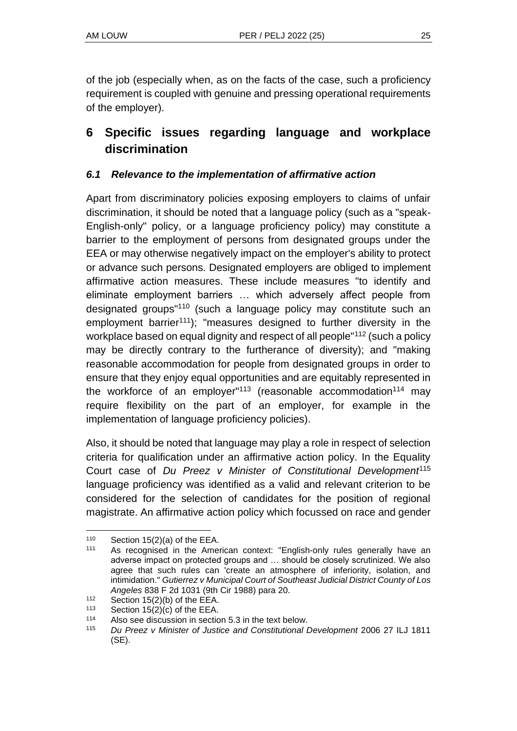of the job (especially when, as on the facts of the case, such a proficiency requirement is coupled with genuine and pressing operational requirements of the employer).

## 6 Specific issues regarding language and workplace discrimination

### *6.1 Relevance to the implementation of affirmative action*

Apart from discriminatory policies exposing employers to claims of unfair discrimination, it should be noted that a language policy (such as a "speak-English-only" policy, or a language proficiency policy) may constitute a barrier to the employment of persons from designated groups under the EEA or may otherwise negatively impact on the employer's ability to protect or advance such persons. Designated employers are obliged to implement affirmative action measures. These include measures "to identify and eliminate employment barriers … which adversely affect people from designated groups"[110] (such a language policy may constitute such an employment barrier[111]); "measures designed to further diversity in the workplace based on equal dignity and respect of all people"[112] (such a policy may be directly contrary to the furtherance of diversity); and "making reasonable accommodation for people from designated groups in order to ensure that they enjoy equal opportunities and are equitably represented in the workforce of an employer"[113] (reasonable accommodation[114] may require flexibility on the part of an employer, for example in the implementation of language proficiency policies).

Also, it should be noted that language may play a role in respect of selection criteria for qualification under an affirmative action policy. In the Equality Court case of *Du Preez v Minister of Constitutional Development*[115] language proficiency was identified as a valid and relevant criterion to be considered for the selection of candidates for the position of regional magistrate. An affirmative action policy which focussed on race and gender

---

[110] Section 15(2)(a) of the EEA.

[111] As recognised in the American context: "English-only rules generally have an adverse impact on protected groups and … should be closely scrutinized. We also agree that such rules can 'create an atmosphere of inferiority, isolation, and intimidation." *Gutierrez v Municipal Court of Southeast Judicial District County of Los Angeles* 838 F 2d 1031 (9th Cir 1988) para 20.

[112] Section 15(2)(b) of the EEA.

[113] Section 15(2)(c) of the EEA.

[114] Also see discussion in section 5.3 in the text below.

[115] *Du Preez v Minister of Justice and Constitutional Development* 2006 27 ILJ 1811 (SE).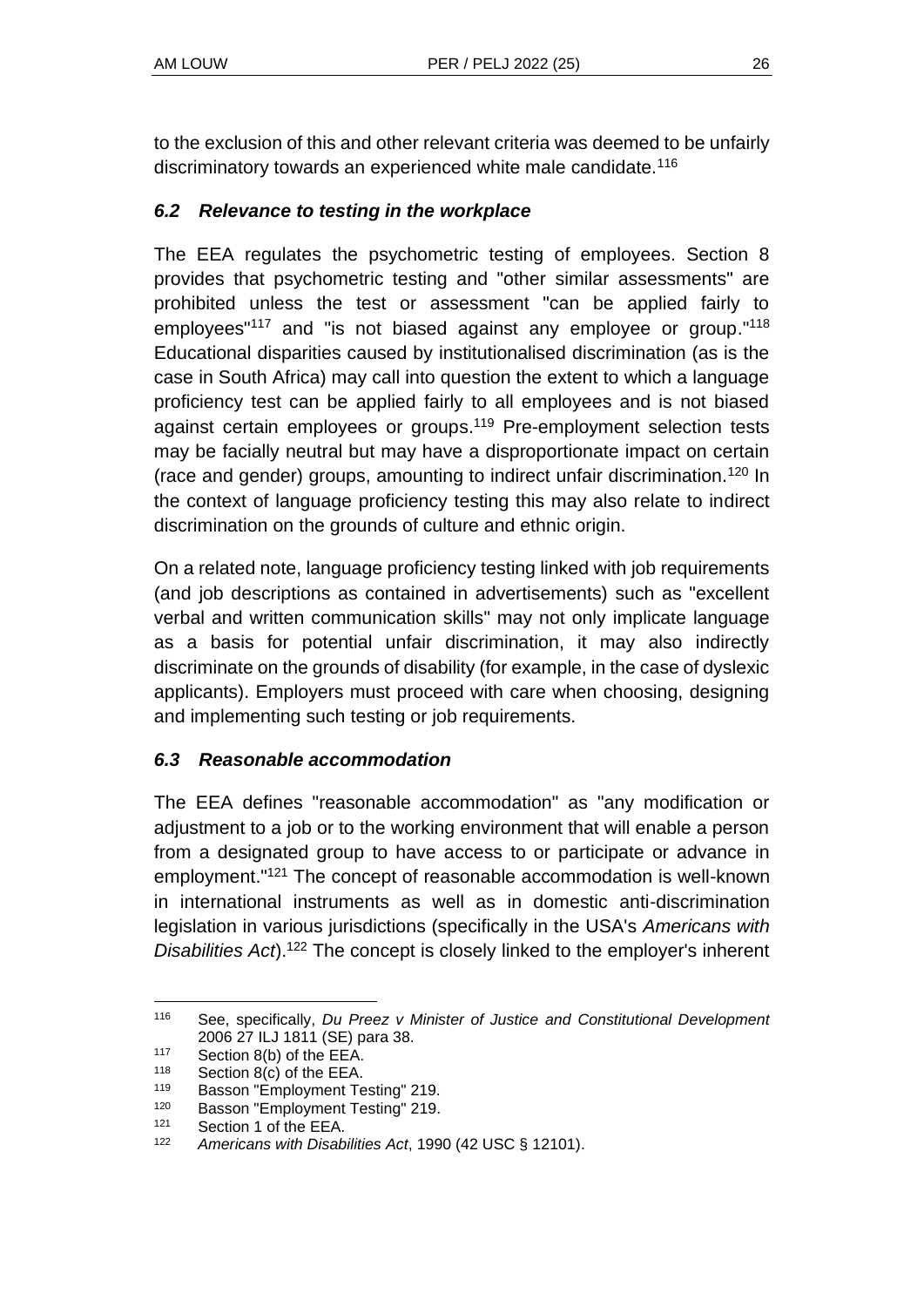to the exclusion of this and other relevant criteria was deemed to be unfairly discriminatory towards an experienced white male candidate.[116]

### *6.2 Relevance to testing in the workplace*

The EEA regulates the psychometric testing of employees. Section 8 provides that psychometric testing and "other similar assessments" are prohibited unless the test or assessment "can be applied fairly to employees"[117] and "is not biased against any employee or group."[118] Educational disparities caused by institutionalised discrimination (as is the case in South Africa) may call into question the extent to which a language proficiency test can be applied fairly to all employees and is not biased against certain employees or groups.[119] Pre-employment selection tests may be facially neutral but may have a disproportionate impact on certain (race and gender) groups, amounting to indirect unfair discrimination.[120] In the context of language proficiency testing this may also relate to indirect discrimination on the grounds of culture and ethnic origin.

On a related note, language proficiency testing linked with job requirements (and job descriptions as contained in advertisements) such as "excellent verbal and written communication skills" may not only implicate language as a basis for potential unfair discrimination, it may also indirectly discriminate on the grounds of disability (for example, in the case of dyslexic applicants). Employers must proceed with care when choosing, designing and implementing such testing or job requirements.

### *6.3 Reasonable accommodation*

The EEA defines "reasonable accommodation" as "any modification or adjustment to a job or to the working environment that will enable a person from a designated group to have access to or participate or advance in employment."[121] The concept of reasonable accommodation is well-known in international instruments as well as in domestic anti-discrimination legislation in various jurisdictions (specifically in the USA's *Americans with Disabilities Act*).[122] The concept is closely linked to the employer's inherent

---

[116] See, specifically, *Du Preez v Minister of Justice and Constitutional Development* 2006 27 ILJ 1811 (SE) para 38.

[117] Section 8(b) of the EEA.

[118] Section 8(c) of the EEA.

[119] Basson "Employment Testing" 219.

[120] Basson "Employment Testing" 219.

[121] Section 1 of the EEA.

[122] *Americans with Disabilities Act*, 1990 (42 USC § 12101).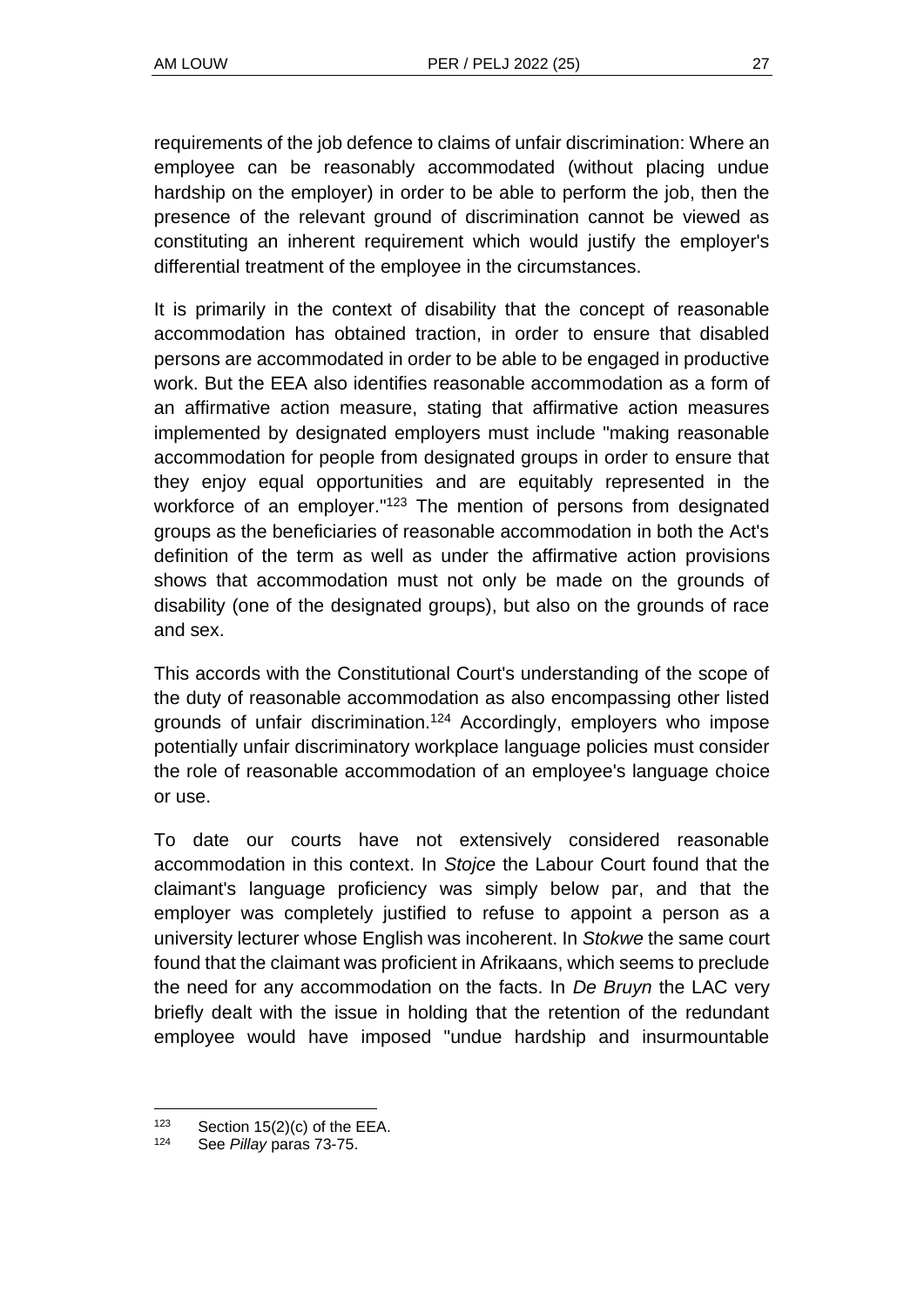requirements of the job defence to claims of unfair discrimination: Where an employee can be reasonably accommodated (without placing undue hardship on the employer) in order to be able to perform the job, then the presence of the relevant ground of discrimination cannot be viewed as constituting an inherent requirement which would justify the employer's differential treatment of the employee in the circumstances.

It is primarily in the context of disability that the concept of reasonable accommodation has obtained traction, in order to ensure that disabled persons are accommodated in order to be able to be engaged in productive work. But the EEA also identifies reasonable accommodation as a form of an affirmative action measure, stating that affirmative action measures implemented by designated employers must include "making reasonable accommodation for people from designated groups in order to ensure that they enjoy equal opportunities and are equitably represented in the workforce of an employer."[123] The mention of persons from designated groups as the beneficiaries of reasonable accommodation in both the Act's definition of the term as well as under the affirmative action provisions shows that accommodation must not only be made on the grounds of disability (one of the designated groups), but also on the grounds of race and sex.

This accords with the Constitutional Court's understanding of the scope of the duty of reasonable accommodation as also encompassing other listed grounds of unfair discrimination.[124] Accordingly, employers who impose potentially unfair discriminatory workplace language policies must consider the role of reasonable accommodation of an employee's language choice or use.

To date our courts have not extensively considered reasonable accommodation in this context. In *Stojce* the Labour Court found that the claimant's language proficiency was simply below par, and that the employer was completely justified to refuse to appoint a person as a university lecturer whose English was incoherent. In *Stokwe* the same court found that the claimant was proficient in Afrikaans, which seems to preclude the need for any accommodation on the facts. In *De Bruyn* the LAC very briefly dealt with the issue in holding that the retention of the redundant employee would have imposed "undue hardship and insurmountable

---

[123] Section 15(2)(c) of the EEA.

[124] See *Pillay* paras 73-75.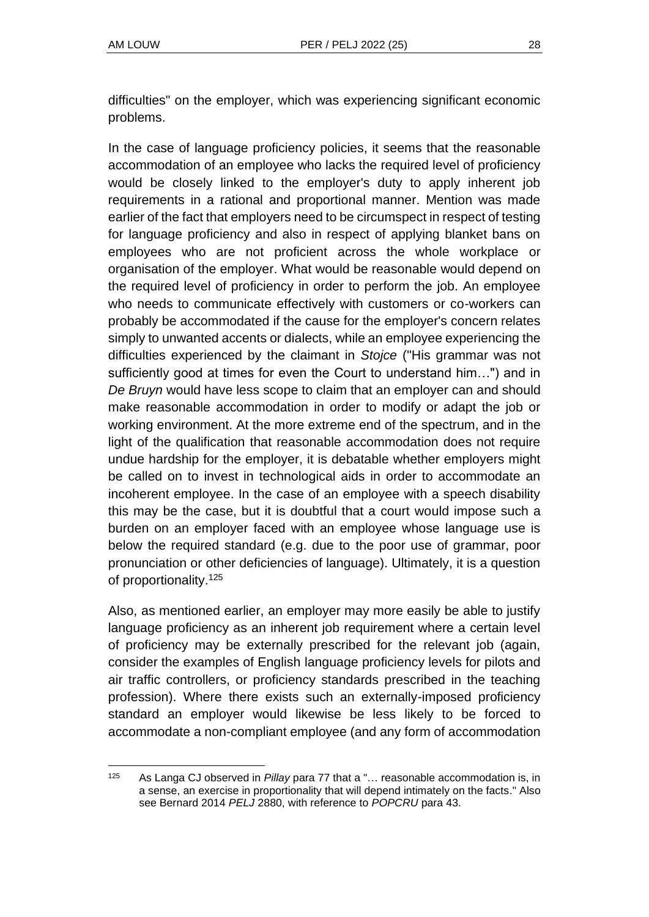difficulties" on the employer, which was experiencing significant economic problems.

In the case of language proficiency policies, it seems that the reasonable accommodation of an employee who lacks the required level of proficiency would be closely linked to the employer's duty to apply inherent job requirements in a rational and proportional manner. Mention was made earlier of the fact that employers need to be circumspect in respect of testing for language proficiency and also in respect of applying blanket bans on employees who are not proficient across the whole workplace or organisation of the employer. What would be reasonable would depend on the required level of proficiency in order to perform the job. An employee who needs to communicate effectively with customers or co-workers can probably be accommodated if the cause for the employer's concern relates simply to unwanted accents or dialects, while an employee experiencing the difficulties experienced by the claimant in *Stojce* ("His grammar was not sufficiently good at times for even the Court to understand him…") and in *De Bruyn* would have less scope to claim that an employer can and should make reasonable accommodation in order to modify or adapt the job or working environment. At the more extreme end of the spectrum, and in the light of the qualification that reasonable accommodation does not require undue hardship for the employer, it is debatable whether employers might be called on to invest in technological aids in order to accommodate an incoherent employee. In the case of an employee with a speech disability this may be the case, but it is doubtful that a court would impose such a burden on an employer faced with an employee whose language use is below the required standard (e.g. due to the poor use of grammar, poor pronunciation or other deficiencies of language). Ultimately, it is a question of proportionality.[125]

Also, as mentioned earlier, an employer may more easily be able to justify language proficiency as an inherent job requirement where a certain level of proficiency may be externally prescribed for the relevant job (again, consider the examples of English language proficiency levels for pilots and air traffic controllers, or proficiency standards prescribed in the teaching profession). Where there exists such an externally-imposed proficiency standard an employer would likewise be less likely to be forced to accommodate a non-compliant employee (and any form of accommodation

---

[125] As Langa CJ observed in *Pillay* para 77 that a "… reasonable accommodation is, in a sense, an exercise in proportionality that will depend intimately on the facts." Also see Bernard 2014 *PELJ* 2880, with reference to *POPCRU* para 43.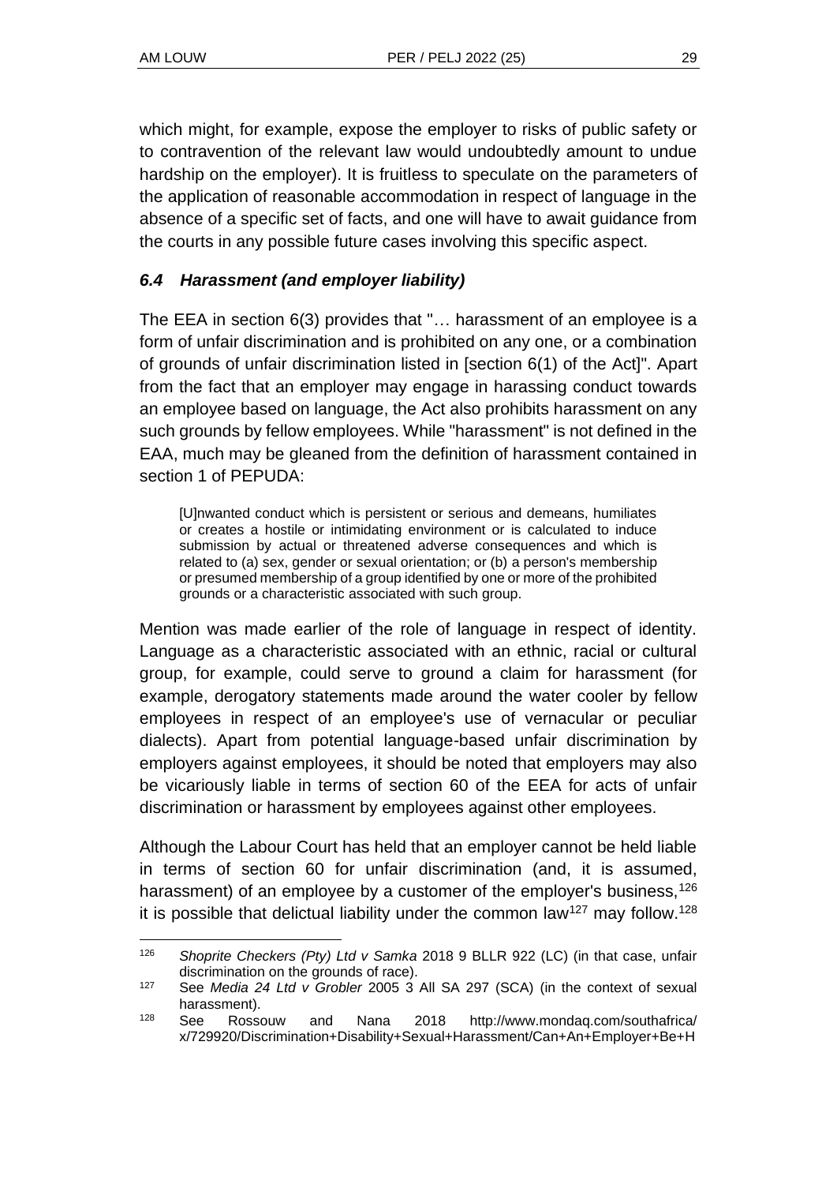which might, for example, expose the employer to risks of public safety or to contravention of the relevant law would undoubtedly amount to undue hardship on the employer). It is fruitless to speculate on the parameters of the application of reasonable accommodation in respect of language in the absence of a specific set of facts, and one will have to await guidance from the courts in any possible future cases involving this specific aspect.

### *6.4 Harassment (and employer liability)*

The EEA in section 6(3) provides that "… harassment of an employee is a form of unfair discrimination and is prohibited on any one, or a combination of grounds of unfair discrimination listed in [section 6(1) of the Act]". Apart from the fact that an employer may engage in harassing conduct towards an employee based on language, the Act also prohibits harassment on any such grounds by fellow employees. While "harassment" is not defined in the EAA, much may be gleaned from the definition of harassment contained in section 1 of PEPUDA:

> [U]nwanted conduct which is persistent or serious and demeans, humiliates or creates a hostile or intimidating environment or is calculated to induce submission by actual or threatened adverse consequences and which is related to (a) sex, gender or sexual orientation; or (b) a person's membership or presumed membership of a group identified by one or more of the prohibited grounds or a characteristic associated with such group.

Mention was made earlier of the role of language in respect of identity. Language as a characteristic associated with an ethnic, racial or cultural group, for example, could serve to ground a claim for harassment (for example, derogatory statements made around the water cooler by fellow employees in respect of an employee's use of vernacular or peculiar dialects). Apart from potential language-based unfair discrimination by employers against employees, it should be noted that employers may also be vicariously liable in terms of section 60 of the EEA for acts of unfair discrimination or harassment by employees against other employees.

Although the Labour Court has held that an employer cannot be held liable in terms of section 60 for unfair discrimination (and, it is assumed, harassment) of an employee by a customer of the employer's business,[126] it is possible that delictual liability under the common law[127] may follow.[128]

---

[126] *Shoprite Checkers (Pty) Ltd v Samka* 2018 9 BLLR 922 (LC) (in that case, unfair discrimination on the grounds of race).

[127] See *Media 24 Ltd v Grobler* 2005 3 All SA 297 (SCA) (in the context of sexual harassment).

[128] See Rossouw and Nana 2018 http://www.mondaq.com/southafrica/x/729920/Discrimination+Disability+Sexual+Harassment/Can+An+Employer+Be+H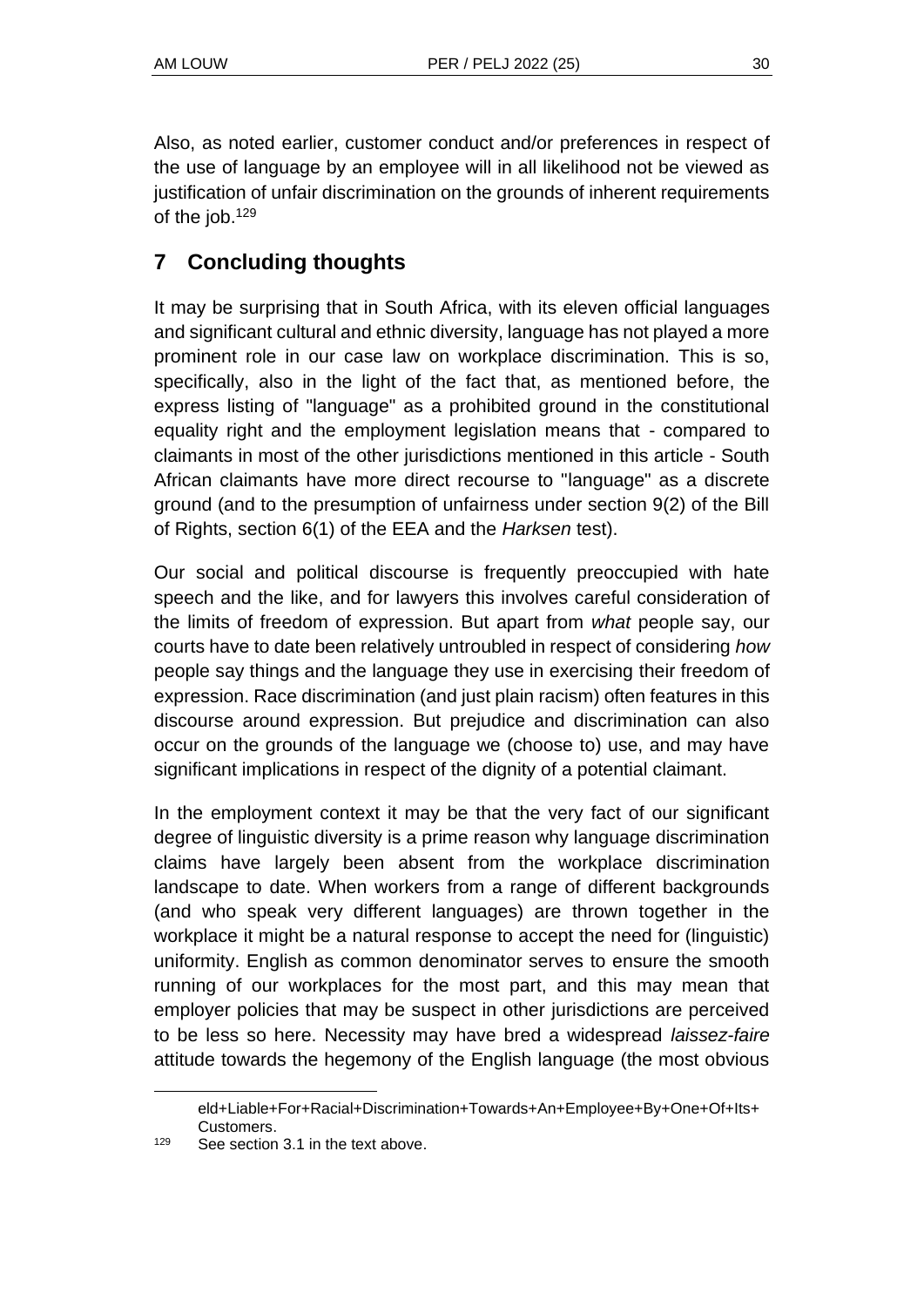Also, as noted earlier, customer conduct and/or preferences in respect of the use of language by an employee will in all likelihood not be viewed as justification of unfair discrimination on the grounds of inherent requirements of the job.[129]

## 7 Concluding thoughts

It may be surprising that in South Africa, with its eleven official languages and significant cultural and ethnic diversity, language has not played a more prominent role in our case law on workplace discrimination. This is so, specifically, also in the light of the fact that, as mentioned before, the express listing of "language" as a prohibited ground in the constitutional equality right and the employment legislation means that - compared to claimants in most of the other jurisdictions mentioned in this article - South African claimants have more direct recourse to "language" as a discrete ground (and to the presumption of unfairness under section 9(2) of the Bill of Rights, section 6(1) of the EEA and the *Harksen* test).

Our social and political discourse is frequently preoccupied with hate speech and the like, and for lawyers this involves careful consideration of the limits of freedom of expression. But apart from *what* people say, our courts have to date been relatively untroubled in respect of considering *how* people say things and the language they use in exercising their freedom of expression. Race discrimination (and just plain racism) often features in this discourse around expression. But prejudice and discrimination can also occur on the grounds of the language we (choose to) use, and may have significant implications in respect of the dignity of a potential claimant.

In the employment context it may be that the very fact of our significant degree of linguistic diversity is a prime reason why language discrimination claims have largely been absent from the workplace discrimination landscape to date. When workers from a range of different backgrounds (and who speak very different languages) are thrown together in the workplace it might be a natural response to accept the need for (linguistic) uniformity. English as common denominator serves to ensure the smooth running of our workplaces for the most part, and this may mean that employer policies that may be suspect in other jurisdictions are perceived to be less so here. Necessity may have bred a widespread *laissez-faire* attitude towards the hegemony of the English language (the most obvious

eld+Liable+For+Racial+Discrimination+Towards+An+Employee+By+One+Of+Its+Customers.

[129] See section 3.1 in the text above.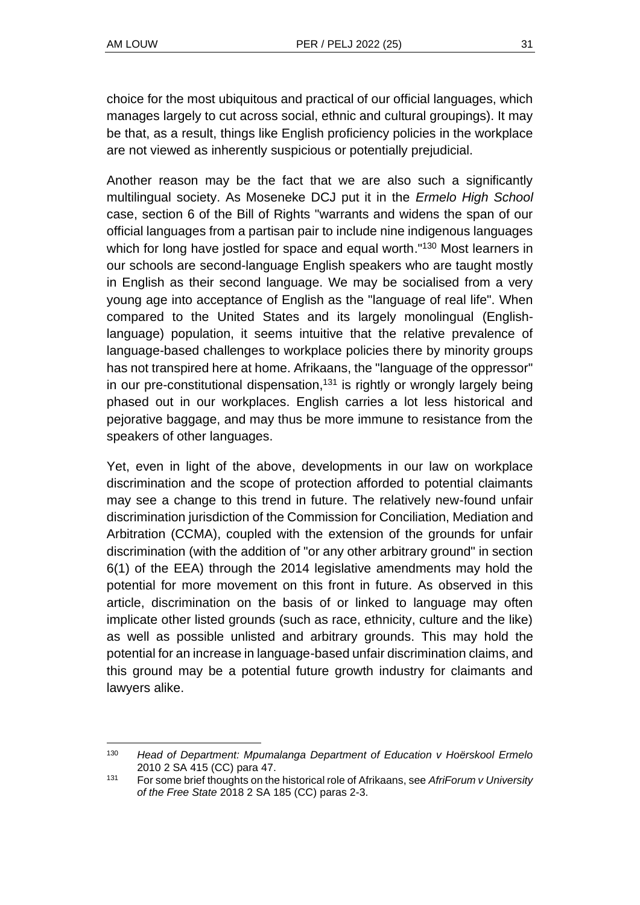choice for the most ubiquitous and practical of our official languages, which manages largely to cut across social, ethnic and cultural groupings). It may be that, as a result, things like English proficiency policies in the workplace are not viewed as inherently suspicious or potentially prejudicial.

Another reason may be the fact that we are also such a significantly multilingual society. As Moseneke DCJ put it in the *Ermelo High School* case, section 6 of the Bill of Rights "warrants and widens the span of our official languages from a partisan pair to include nine indigenous languages which for long have jostled for space and equal worth."[130] Most learners in our schools are second-language English speakers who are taught mostly in English as their second language. We may be socialised from a very young age into acceptance of English as the "language of real life". When compared to the United States and its largely monolingual (English-language) population, it seems intuitive that the relative prevalence of language-based challenges to workplace policies there by minority groups has not transpired here at home. Afrikaans, the "language of the oppressor" in our pre-constitutional dispensation,[131] is rightly or wrongly largely being phased out in our workplaces. English carries a lot less historical and pejorative baggage, and may thus be more immune to resistance from the speakers of other languages.

Yet, even in light of the above, developments in our law on workplace discrimination and the scope of protection afforded to potential claimants may see a change to this trend in future. The relatively new-found unfair discrimination jurisdiction of the Commission for Conciliation, Mediation and Arbitration (CCMA), coupled with the extension of the grounds for unfair discrimination (with the addition of "or any other arbitrary ground" in section 6(1) of the EEA) through the 2014 legislative amendments may hold the potential for more movement on this front in future. As observed in this article, discrimination on the basis of or linked to language may often implicate other listed grounds (such as race, ethnicity, culture and the like) as well as possible unlisted and arbitrary grounds. This may hold the potential for an increase in language-based unfair discrimination claims, and this ground may be a potential future growth industry for claimants and lawyers alike.

---

[130] *Head of Department: Mpumalanga Department of Education v Hoërskool Ermelo* 2010 2 SA 415 (CC) para 47.

[131] For some brief thoughts on the historical role of Afrikaans, see *AfriForum v University of the Free State* 2018 2 SA 185 (CC) paras 2-3.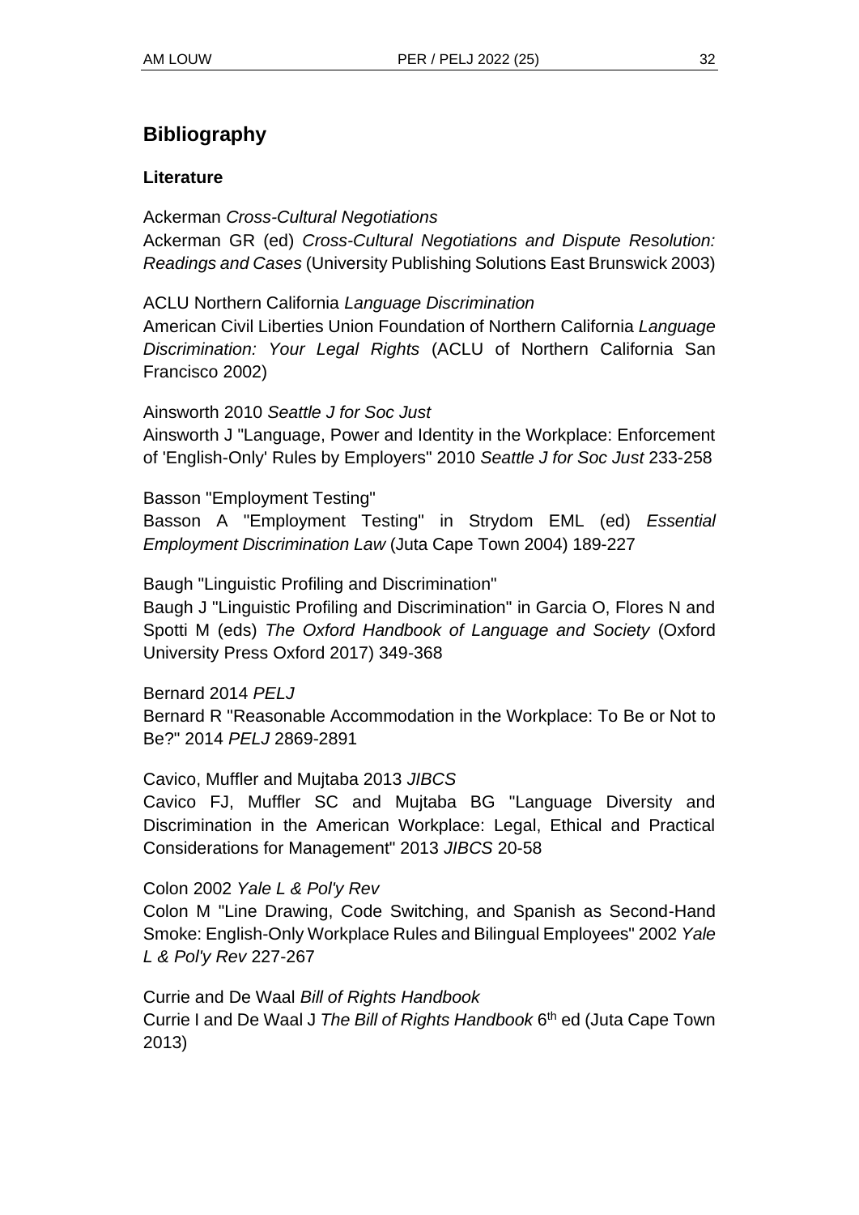## Bibliography

### Literature

Ackerman *Cross-Cultural Negotiations*
Ackerman GR (ed) *Cross-Cultural Negotiations and Dispute Resolution: Readings and Cases* (University Publishing Solutions East Brunswick 2003)

ACLU Northern California *Language Discrimination*
American Civil Liberties Union Foundation of Northern California *Language Discrimination: Your Legal Rights* (ACLU of Northern California San Francisco 2002)

Ainsworth 2010 *Seattle J for Soc Just*
Ainsworth J "Language, Power and Identity in the Workplace: Enforcement of 'English-Only' Rules by Employers" 2010 *Seattle J for Soc Just* 233-258

Basson "Employment Testing"
Basson A "Employment Testing" in Strydom EML (ed) *Essential Employment Discrimination Law* (Juta Cape Town 2004) 189-227

Baugh "Linguistic Profiling and Discrimination"
Baugh J "Linguistic Profiling and Discrimination" in Garcia O, Flores N and Spotti M (eds) *The Oxford Handbook of Language and Society* (Oxford University Press Oxford 2017) 349-368

Bernard 2014 *PELJ*
Bernard R "Reasonable Accommodation in the Workplace: To Be or Not to Be?" 2014 *PELJ* 2869-2891

Cavico, Muffler and Mujtaba 2013 *JIBCS*
Cavico FJ, Muffler SC and Mujtaba BG "Language Diversity and Discrimination in the American Workplace: Legal, Ethical and Practical Considerations for Management" 2013 *JIBCS* 20-58

Colon 2002 *Yale L & Pol'y Rev*
Colon M "Line Drawing, Code Switching, and Spanish as Second-Hand Smoke: English-Only Workplace Rules and Bilingual Employees" 2002 *Yale L & Pol'y Rev* 227-267

Currie and De Waal *Bill of Rights Handbook*
Currie I and De Waal J *The Bill of Rights Handbook* 6th ed (Juta Cape Town 2013)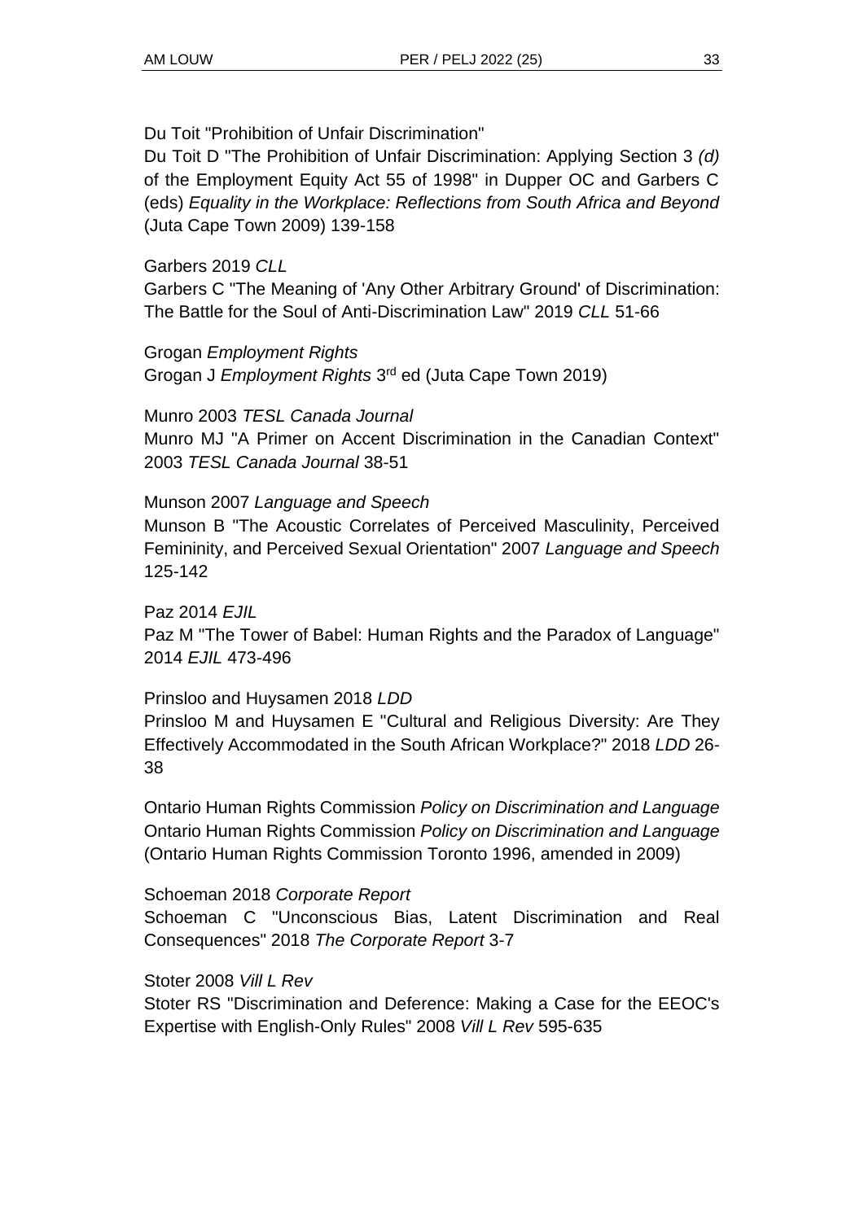Du Toit "Prohibition of Unfair Discrimination"

Du Toit D "The Prohibition of Unfair Discrimination: Applying Section 3 *(d)* of the Employment Equity Act 55 of 1998" in Dupper OC and Garbers C (eds) *Equality in the Workplace: Reflections from South Africa and Beyond* (Juta Cape Town 2009) 139-158

Garbers 2019 *CLL*

Garbers C "The Meaning of 'Any Other Arbitrary Ground' of Discrimination: The Battle for the Soul of Anti-Discrimination Law" 2019 *CLL* 51-66

Grogan *Employment Rights*

Grogan J *Employment Rights* 3rd ed (Juta Cape Town 2019)

Munro 2003 *TESL Canada Journal*

Munro MJ "A Primer on Accent Discrimination in the Canadian Context" 2003 *TESL Canada Journal* 38-51

Munson 2007 *Language and Speech*

Munson B "The Acoustic Correlates of Perceived Masculinity, Perceived Femininity, and Perceived Sexual Orientation" 2007 *Language and Speech* 125-142

Paz 2014 *EJIL*

Paz M "The Tower of Babel: Human Rights and the Paradox of Language" 2014 *EJIL* 473-496

Prinsloo and Huysamen 2018 *LDD*

Prinsloo M and Huysamen E "Cultural and Religious Diversity: Are They Effectively Accommodated in the South African Workplace?" 2018 *LDD* 26-38

Ontario Human Rights Commission *Policy on Discrimination and Language*

Ontario Human Rights Commission *Policy on Discrimination and Language* (Ontario Human Rights Commission Toronto 1996, amended in 2009)

Schoeman 2018 *Corporate Report*

Schoeman C "Unconscious Bias, Latent Discrimination and Real Consequences" 2018 *The Corporate Report* 3-7

Stoter 2008 *Vill L Rev*

Stoter RS "Discrimination and Deference: Making a Case for the EEOC's Expertise with English-Only Rules" 2008 *Vill L Rev* 595-635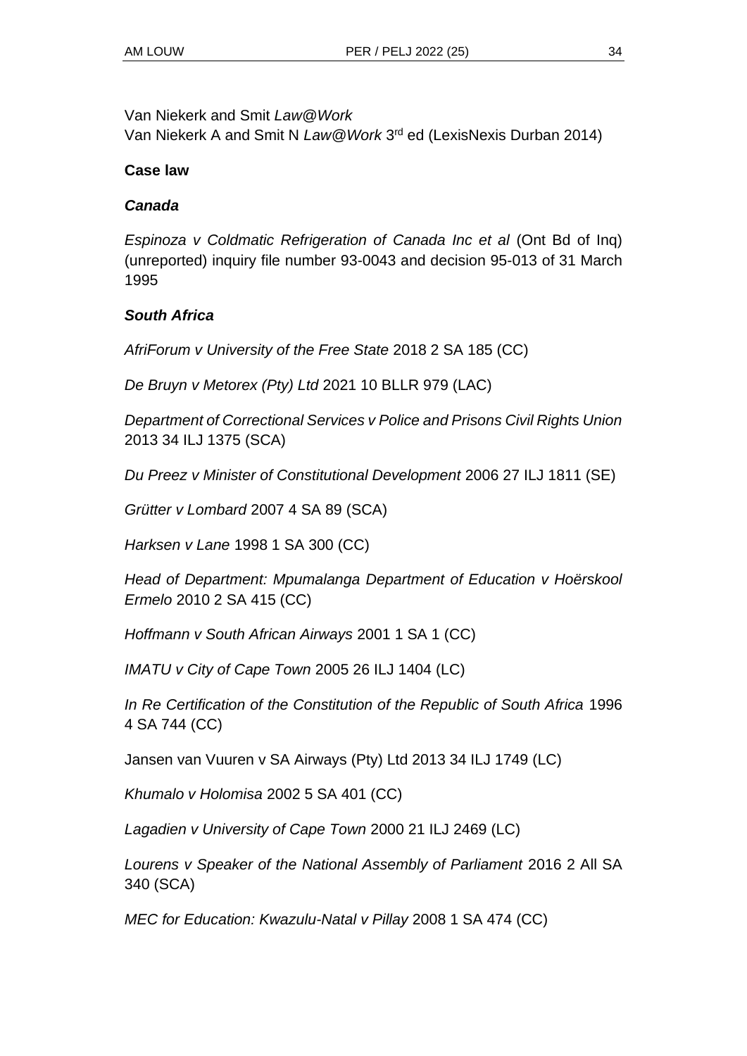Van Niekerk and Smit *Law@Work*
Van Niekerk A and Smit N *Law@Work* 3rd ed (LexisNexis Durban 2014)

**Case law**

***Canada***

*Espinoza v Coldmatic Refrigeration of Canada Inc et al* (Ont Bd of Inq) (unreported) inquiry file number 93-0043 and decision 95-013 of 31 March 1995

***South Africa***

*AfriForum v University of the Free State* 2018 2 SA 185 (CC)

*De Bruyn v Metorex (Pty) Ltd* 2021 10 BLLR 979 (LAC)

*Department of Correctional Services v Police and Prisons Civil Rights Union* 2013 34 ILJ 1375 (SCA)

*Du Preez v Minister of Constitutional Development* 2006 27 ILJ 1811 (SE)

*Grütter v Lombard* 2007 4 SA 89 (SCA)

*Harksen v Lane* 1998 1 SA 300 (CC)

*Head of Department: Mpumalanga Department of Education v Hoërskool Ermelo* 2010 2 SA 415 (CC)

*Hoffmann v South African Airways* 2001 1 SA 1 (CC)

*IMATU v City of Cape Town* 2005 26 ILJ 1404 (LC)

*In Re Certification of the Constitution of the Republic of South Africa* 1996 4 SA 744 (CC)

Jansen van Vuuren v SA Airways (Pty) Ltd 2013 34 ILJ 1749 (LC)

*Khumalo v Holomisa* 2002 5 SA 401 (CC)

*Lagadien v University of Cape Town* 2000 21 ILJ 2469 (LC)

*Lourens v Speaker of the National Assembly of Parliament* 2016 2 All SA 340 (SCA)

*MEC for Education: Kwazulu-Natal v Pillay* 2008 1 SA 474 (CC)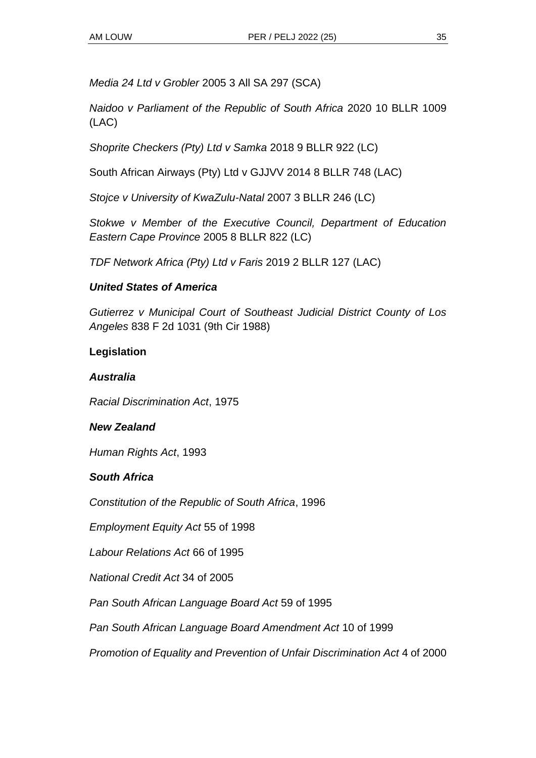*Media 24 Ltd v Grobler* 2005 3 All SA 297 (SCA)

*Naidoo v Parliament of the Republic of South Africa* 2020 10 BLLR 1009 (LAC)

*Shoprite Checkers (Pty) Ltd v Samka* 2018 9 BLLR 922 (LC)

South African Airways (Pty) Ltd v GJJVV 2014 8 BLLR 748 (LAC)

*Stojce v University of KwaZulu-Natal* 2007 3 BLLR 246 (LC)

*Stokwe v Member of the Executive Council, Department of Education Eastern Cape Province* 2005 8 BLLR 822 (LC)

*TDF Network Africa (Pty) Ltd v Faris* 2019 2 BLLR 127 (LAC)

***United States of America***

*Gutierrez v Municipal Court of Southeast Judicial District County of Los Angeles* 838 F 2d 1031 (9th Cir 1988)

**Legislation**

***Australia***

*Racial Discrimination Act*, 1975

***New Zealand***

*Human Rights Act*, 1993

***South Africa***

*Constitution of the Republic of South Africa*, 1996

*Employment Equity Act* 55 of 1998

*Labour Relations Act* 66 of 1995

*National Credit Act* 34 of 2005

*Pan South African Language Board Act* 59 of 1995

*Pan South African Language Board Amendment Act* 10 of 1999

*Promotion of Equality and Prevention of Unfair Discrimination Act* 4 of 2000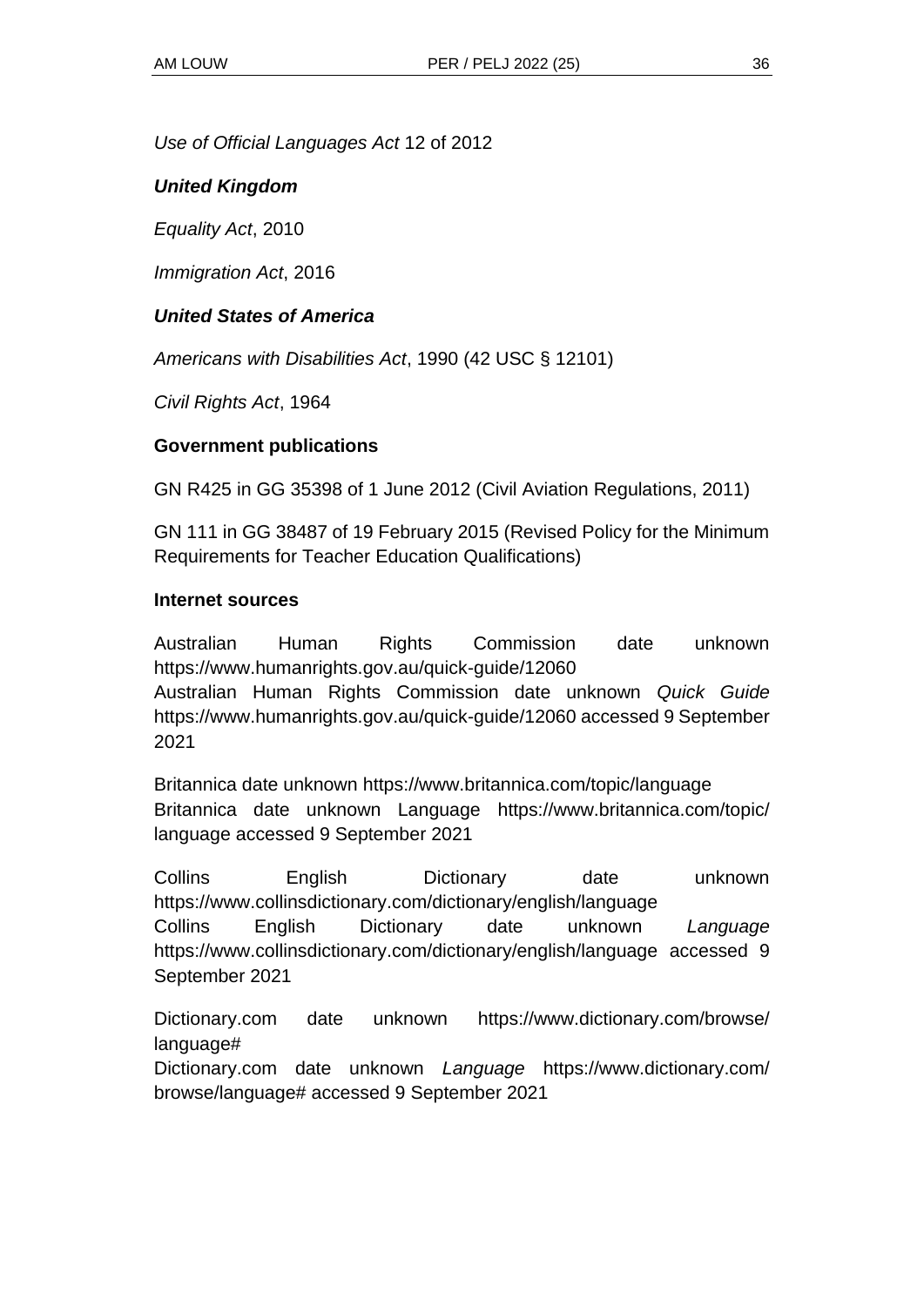*Use of Official Languages Act* 12 of 2012

***United Kingdom***

*Equality Act*, 2010

*Immigration Act*, 2016

***United States of America***

*Americans with Disabilities Act*, 1990 (42 USC § 12101)

*Civil Rights Act*, 1964

**Government publications**

GN R425 in GG 35398 of 1 June 2012 (Civil Aviation Regulations, 2011)

GN 111 in GG 38487 of 19 February 2015 (Revised Policy for the Minimum Requirements for Teacher Education Qualifications)

**Internet sources**

Australian Human Rights Commission date unknown https://www.humanrights.gov.au/quick-guide/12060
Australian Human Rights Commission date unknown *Quick Guide* https://www.humanrights.gov.au/quick-guide/12060 accessed 9 September 2021

Britannica date unknown https://www.britannica.com/topic/language
Britannica date unknown Language https://www.britannica.com/topic/language accessed 9 September 2021

Collins English Dictionary date unknown https://www.collinsdictionary.com/dictionary/english/language
Collins English Dictionary date unknown *Language* https://www.collinsdictionary.com/dictionary/english/language accessed 9 September 2021

Dictionary.com date unknown https://www.dictionary.com/browse/language#
Dictionary.com date unknown *Language* https://www.dictionary.com/browse/language# accessed 9 September 2021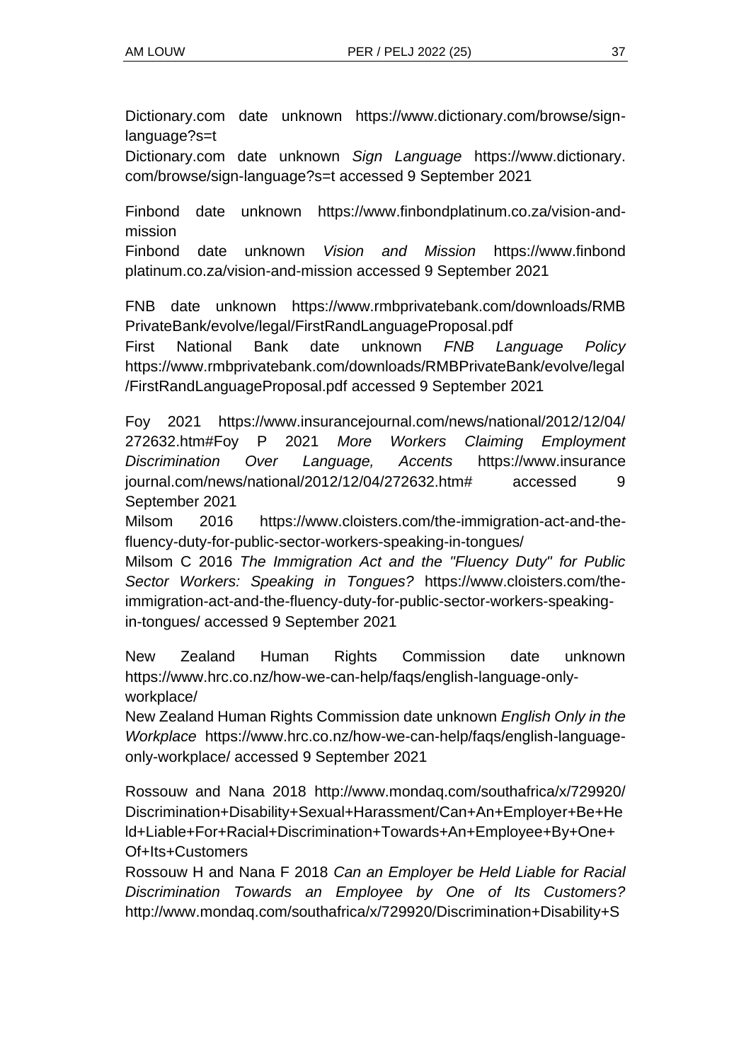Dictionary.com date unknown https://www.dictionary.com/browse/sign-language?s=t

Dictionary.com date unknown *Sign Language* https://www.dictionary.com/browse/sign-language?s=t accessed 9 September 2021

Finbond date unknown https://www.finbondplatinum.co.za/vision-and-mission

Finbond date unknown *Vision and Mission* https://www.finbondplatinum.co.za/vision-and-mission accessed 9 September 2021

FNB date unknown https://www.rmbprivatebank.com/downloads/RMBPrivateBank/evolve/legal/FirstRandLanguageProposal.pdf

First National Bank date unknown *FNB Language Policy* https://www.rmbprivatebank.com/downloads/RMBPrivateBank/evolve/legal/FirstRandLanguageProposal.pdf accessed 9 September 2021

Foy 2021 https://www.insurancejournal.com/news/national/2012/12/04/272632.htm#Foy P 2021 *More Workers Claiming Employment Discrimination Over Language, Accents* https://www.insurancejournal.com/news/national/2012/12/04/272632.htm# accessed 9 September 2021

Milsom 2016 https://www.cloisters.com/the-immigration-act-and-the-fluency-duty-for-public-sector-workers-speaking-in-tongues/

Milsom C 2016 *The Immigration Act and the "Fluency Duty" for Public Sector Workers: Speaking in Tongues?* https://www.cloisters.com/the-immigration-act-and-the-fluency-duty-for-public-sector-workers-speaking-in-tongues/ accessed 9 September 2021

New Zealand Human Rights Commission date unknown https://www.hrc.co.nz/how-we-can-help/faqs/english-language-only-workplace/

New Zealand Human Rights Commission date unknown *English Only in the Workplace* https://www.hrc.co.nz/how-we-can-help/faqs/english-language-only-workplace/ accessed 9 September 2021

Rossouw and Nana 2018 http://www.mondaq.com/southafrica/x/729920/Discrimination+Disability+Sexual+Harassment/Can+An+Employer+Be+Held+Liable+For+Racial+Discrimination+Towards+An+Employee+By+One+Of+Its+Customers

Rossouw H and Nana F 2018 *Can an Employer be Held Liable for Racial Discrimination Towards an Employee by One of Its Customers?* http://www.mondaq.com/southafrica/x/729920/Discrimination+Disability+S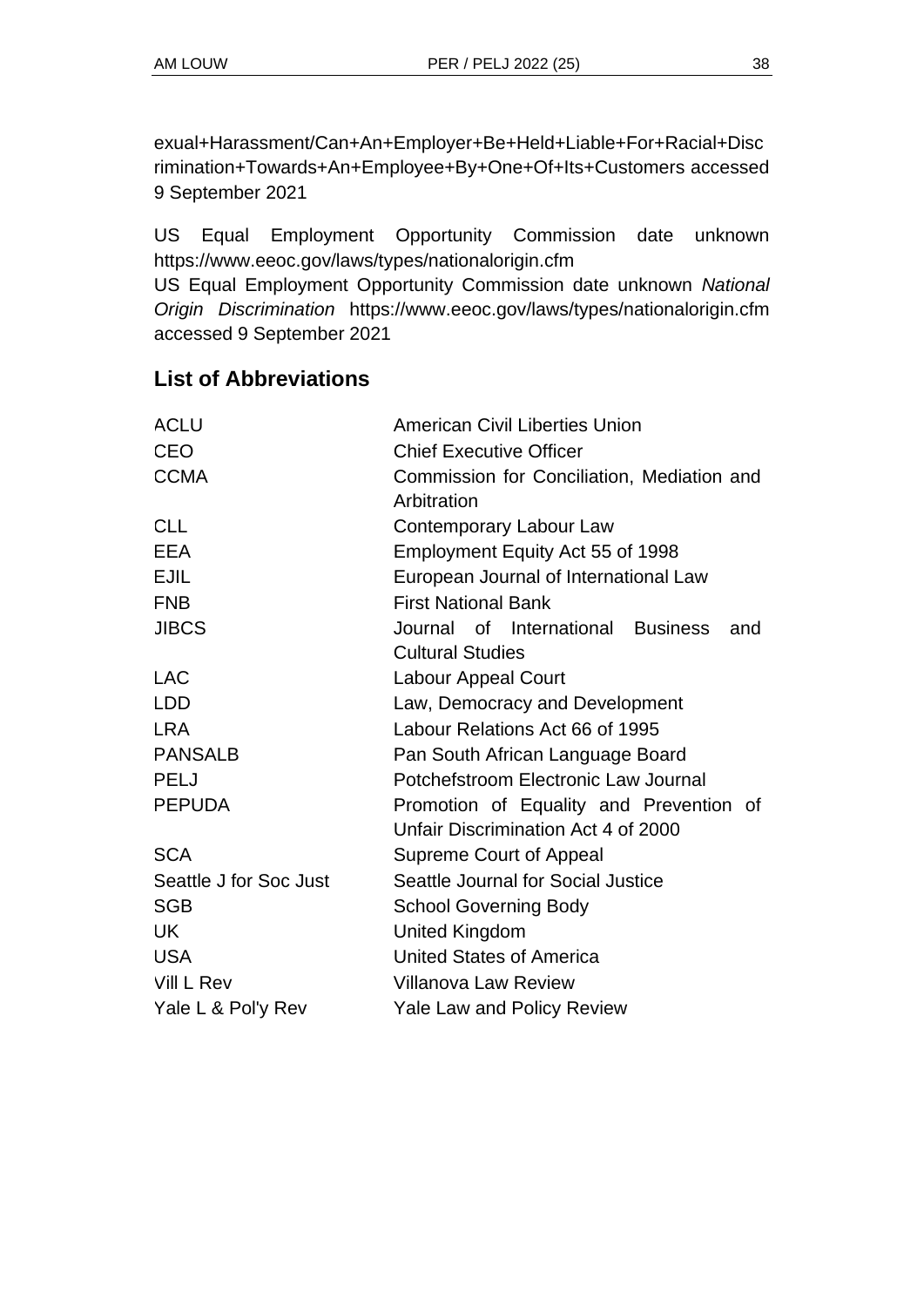exual+Harassment/Can+An+Employer+Be+Held+Liable+For+Racial+Discrimination+Towards+An+Employee+By+One+Of+Its+Customers accessed 9 September 2021

US Equal Employment Opportunity Commission date unknown https://www.eeoc.gov/laws/types/nationalorigin.cfm

US Equal Employment Opportunity Commission date unknown *National Origin Discrimination* https://www.eeoc.gov/laws/types/nationalorigin.cfm accessed 9 September 2021

## List of Abbreviations

| | |
|---|---|
| ACLU | American Civil Liberties Union |
| CEO | Chief Executive Officer |
| CCMA | Commission for Conciliation, Mediation and Arbitration |
| CLL | Contemporary Labour Law |
| EEA | Employment Equity Act 55 of 1998 |
| EJIL | European Journal of International Law |
| FNB | First National Bank |
| JIBCS | Journal of International Business and Cultural Studies |
| LAC | Labour Appeal Court |
| LDD | Law, Democracy and Development |
| LRA | Labour Relations Act 66 of 1995 |
| PANSALB | Pan South African Language Board |
| PELJ | Potchefstroom Electronic Law Journal |
| PEPUDA | Promotion of Equality and Prevention of Unfair Discrimination Act 4 of 2000 |
| SCA | Supreme Court of Appeal |
| Seattle J for Soc Just | Seattle Journal for Social Justice |
| SGB | School Governing Body |
| UK | United Kingdom |
| USA | United States of America |
| Vill L Rev | Villanova Law Review |
| Yale L & Pol'y Rev | Yale Law and Policy Review |